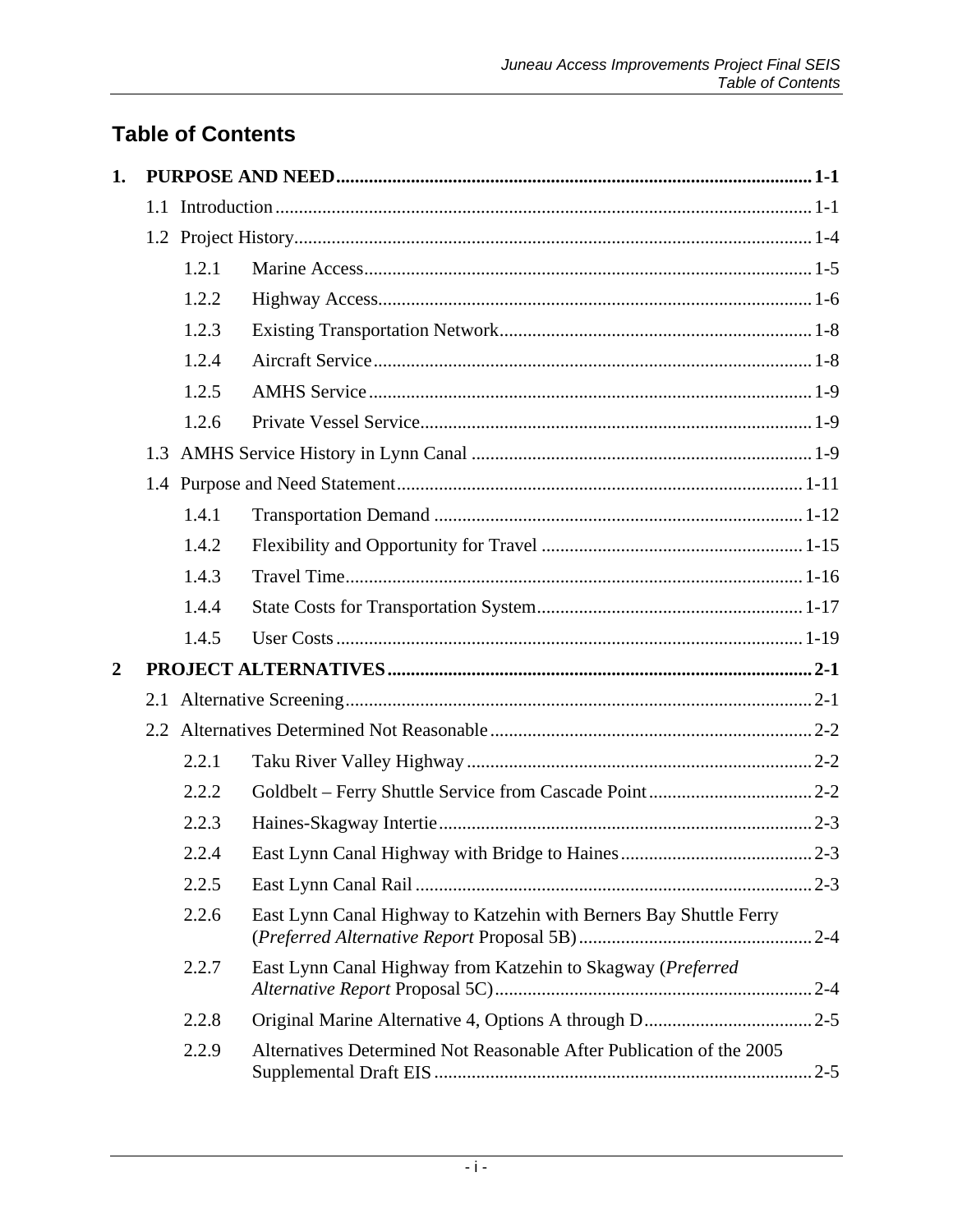# Table of Contents

**1. PURPOSE AND NEED ........................................................................................................ 1-1**

1.1 Introduction ........................................................................................................ 1-1

1.2 Project History ........................................................................................................ 1-4

1.2.1 Marine Access ........................................................................................................ 1-5

1.2.2 Highway Access ........................................................................................................ 1-6

1.2.3 Existing Transportation Network ........................................................................................................ 1-8

1.2.4 Aircraft Service ........................................................................................................ 1-8

1.2.5 AMHS Service ........................................................................................................ 1-9

1.2.6 Private Vessel Service ........................................................................................................ 1-9

1.3 AMHS Service History in Lynn Canal ........................................................................................................ 1-9

1.4 Purpose and Need Statement ........................................................................................................ 1-11

1.4.1 Transportation Demand ........................................................................................................ 1-12

1.4.2 Flexibility and Opportunity for Travel ........................................................................................................ 1-15

1.4.3 Travel Time ........................................................................................................ 1-16

1.4.4 State Costs for Transportation System ........................................................................................................ 1-17

1.4.5 User Costs ........................................................................................................ 1-19

**2 PROJECT ALTERNATIVES ........................................................................................................ 2-1**

2.1 Alternative Screening ........................................................................................................ 2-1

2.2 Alternatives Determined Not Reasonable ........................................................................................................ 2-2

2.2.1 Taku River Valley Highway ........................................................................................................ 2-2

2.2.2 Goldbelt – Ferry Shuttle Service from Cascade Point ........................................................................................................ 2-2

2.2.3 Haines-Skagway Intertie ........................................................................................................ 2-3

2.2.4 East Lynn Canal Highway with Bridge to Haines ........................................................................................................ 2-3

2.2.5 East Lynn Canal Rail ........................................................................................................ 2-3

2.2.6 East Lynn Canal Highway to Katzehin with Berners Bay Shuttle Ferry (*Preferred Alternative Report* Proposal 5B) ........................................................................................................ 2-4

2.2.7 East Lynn Canal Highway from Katzehin to Skagway (*Preferred Alternative Report* Proposal 5C) ........................................................................................................ 2-4

2.2.8 Original Marine Alternative 4, Options A through D ........................................................................................................ 2-5

2.2.9 Alternatives Determined Not Reasonable After Publication of the 2005 Supplemental Draft EIS ........................................................................................................ 2-5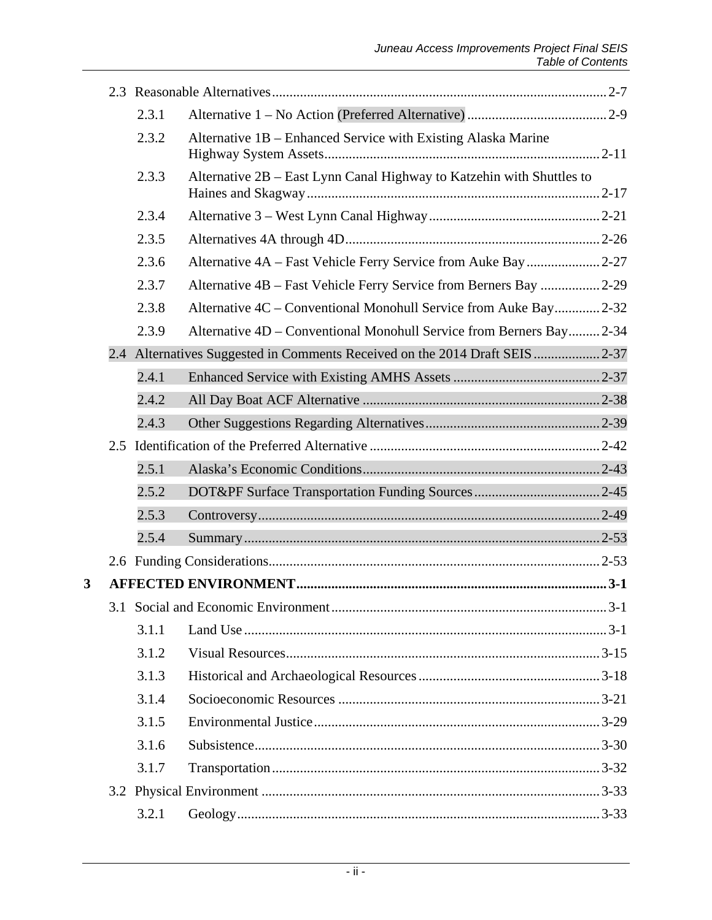2.3 Reasonable Alternatives ........ 2-7

- 2.3.1 Alternative 1 – No Action (Preferred Alternative) ........ 2-9
- 2.3.2 Alternative 1B – Enhanced Service with Existing Alaska Marine Highway System Assets ........ 2-11
- 2.3.3 Alternative 2B – East Lynn Canal Highway to Katzehin with Shuttles to Haines and Skagway ........ 2-17
- 2.3.4 Alternative 3 – West Lynn Canal Highway ........ 2-21
- 2.3.5 Alternatives 4A through 4D ........ 2-26
- 2.3.6 Alternative 4A – Fast Vehicle Ferry Service from Auke Bay ........ 2-27
- 2.3.7 Alternative 4B – Fast Vehicle Ferry Service from Berners Bay ........ 2-29
- 2.3.8 Alternative 4C – Conventional Monohull Service from Auke Bay ........ 2-32
- 2.3.9 Alternative 4D – Conventional Monohull Service from Berners Bay ........ 2-34

2.4 Alternatives Suggested in Comments Received on the 2014 Draft SEIS ........ 2-37

- 2.4.1 Enhanced Service with Existing AMHS Assets ........ 2-37
- 2.4.2 All Day Boat ACF Alternative ........ 2-38
- 2.4.3 Other Suggestions Regarding Alternatives ........ 2-39

2.5 Identification of the Preferred Alternative ........ 2-42

- 2.5.1 Alaska's Economic Conditions ........ 2-43
- 2.5.2 DOT&PF Surface Transportation Funding Sources ........ 2-45
- 2.5.3 Controversy ........ 2-49
- 2.5.4 Summary ........ 2-53

2.6 Funding Considerations ........ 2-53

**3 AFFECTED ENVIRONMENT ........ 3-1**

3.1 Social and Economic Environment ........ 3-1

- 3.1.1 Land Use ........ 3-1
- 3.1.2 Visual Resources ........ 3-15
- 3.1.3 Historical and Archaeological Resources ........ 3-18
- 3.1.4 Socioeconomic Resources ........ 3-21
- 3.1.5 Environmental Justice ........ 3-29
- 3.1.6 Subsistence ........ 3-30
- 3.1.7 Transportation ........ 3-32

3.2 Physical Environment ........ 3-33

- 3.2.1 Geology ........ 3-33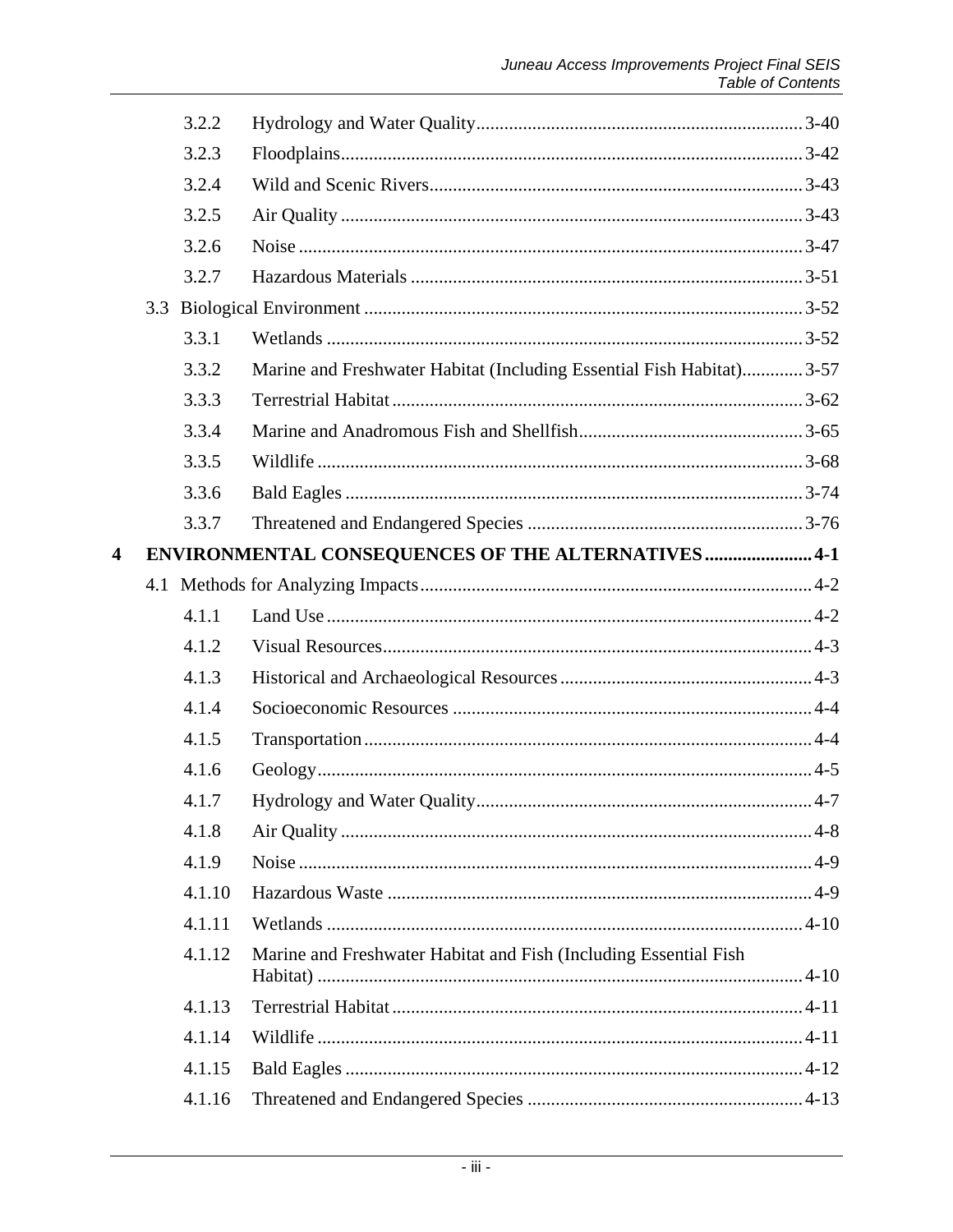3.2.2 Hydrology and Water Quality ..... 3-40

3.2.3 Floodplains ..... 3-42

3.2.4 Wild and Scenic Rivers ..... 3-43

3.2.5 Air Quality ..... 3-43

3.2.6 Noise ..... 3-47

3.2.7 Hazardous Materials ..... 3-51

3.3 Biological Environment ..... 3-52

3.3.1 Wetlands ..... 3-52

3.3.2 Marine and Freshwater Habitat (Including Essential Fish Habitat) ..... 3-57

3.3.3 Terrestrial Habitat ..... 3-62

3.3.4 Marine and Anadromous Fish and Shellfish ..... 3-65

3.3.5 Wildlife ..... 3-68

3.3.6 Bald Eagles ..... 3-74

3.3.7 Threatened and Endangered Species ..... 3-76

**4 ENVIRONMENTAL CONSEQUENCES OF THE ALTERNATIVES ..... 4-1**

4.1 Methods for Analyzing Impacts ..... 4-2

4.1.1 Land Use ..... 4-2

4.1.2 Visual Resources ..... 4-3

4.1.3 Historical and Archaeological Resources ..... 4-3

4.1.4 Socioeconomic Resources ..... 4-4

4.1.5 Transportation ..... 4-4

4.1.6 Geology ..... 4-5

4.1.7 Hydrology and Water Quality ..... 4-7

4.1.8 Air Quality ..... 4-8

4.1.9 Noise ..... 4-9

4.1.10 Hazardous Waste ..... 4-9

4.1.11 Wetlands ..... 4-10

4.1.12 Marine and Freshwater Habitat and Fish (Including Essential Fish Habitat) ..... 4-10

4.1.13 Terrestrial Habitat ..... 4-11

4.1.14 Wildlife ..... 4-11

4.1.15 Bald Eagles ..... 4-12

4.1.16 Threatened and Endangered Species ..... 4-13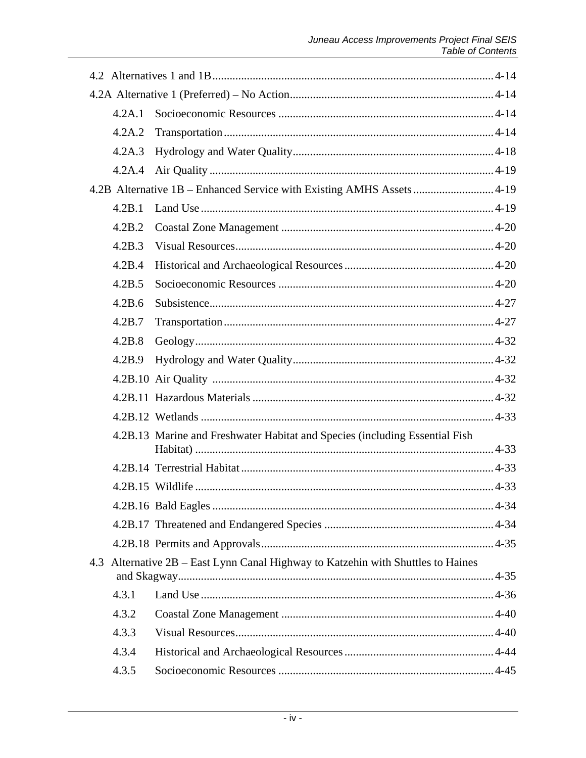4.2 Alternatives 1 and 1B ........................................................................................ 4-14

4.2A Alternative 1 (Preferred) – No Action ...................................................................... 4-14

- 4.2A.1 Socioeconomic Resources .......................................................................... 4-14
- 4.2A.2 Transportation ............................................................................................. 4-14
- 4.2A.3 Hydrology and Water Quality ..................................................................... 4-18
- 4.2A.4 Air Quality .................................................................................................. 4-19

4.2B Alternative 1B – Enhanced Service with Existing AMHS Assets ........................... 4-19

- 4.2B.1 Land Use ..................................................................................................... 4-19
- 4.2B.2 Coastal Zone Management ......................................................................... 4-20
- 4.2B.3 Visual Resources ......................................................................................... 4-20
- 4.2B.4 Historical and Archaeological Resources ................................................... 4-20
- 4.2B.5 Socioeconomic Resources .......................................................................... 4-20
- 4.2B.6 Subsistence .................................................................................................. 4-27
- 4.2B.7 Transportation ............................................................................................. 4-27
- 4.2B.8 Geology ....................................................................................................... 4-32
- 4.2B.9 Hydrology and Water Quality ..................................................................... 4-32
- 4.2B.10 Air Quality ................................................................................................. 4-32
- 4.2B.11 Hazardous Materials ................................................................................... 4-32
- 4.2B.12 Wetlands ..................................................................................................... 4-33
- 4.2B.13 Marine and Freshwater Habitat and Species (including Essential Fish Habitat) ....................................................................................................... 4-33
- 4.2B.14 Terrestrial Habitat ....................................................................................... 4-33
- 4.2B.15 Wildlife ....................................................................................................... 4-33
- 4.2B.16 Bald Eagles ................................................................................................. 4-34
- 4.2B.17 Threatened and Endangered Species .......................................................... 4-34
- 4.2B.18 Permits and Approvals ................................................................................ 4-35

4.3 Alternative 2B – East Lynn Canal Highway to Katzehin with Shuttles to Haines and Skagway ............................................................................................................ 4-35

- 4.3.1 Land Use ..................................................................................................... 4-36
- 4.3.2 Coastal Zone Management ......................................................................... 4-40
- 4.3.3 Visual Resources ......................................................................................... 4-40
- 4.3.4 Historical and Archaeological Resources ................................................... 4-44
- 4.3.5 Socioeconomic Resources .......................................................................... 4-45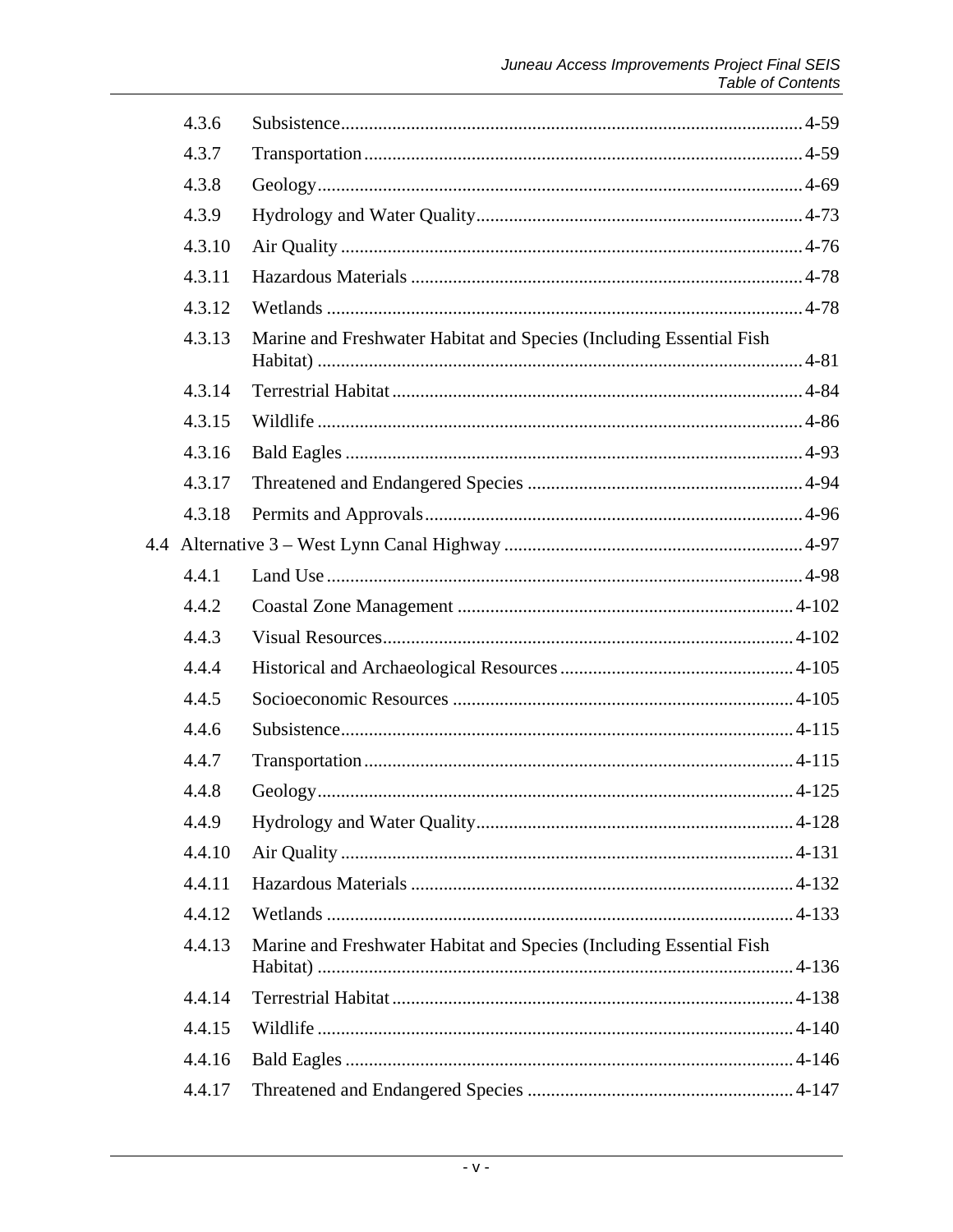| | | |
|---|---|---|
| 4.3.6 | Subsistence | 4-59 |
| 4.3.7 | Transportation | 4-59 |
| 4.3.8 | Geology | 4-69 |
| 4.3.9 | Hydrology and Water Quality | 4-73 |
| 4.3.10 | Air Quality | 4-76 |
| 4.3.11 | Hazardous Materials | 4-78 |
| 4.3.12 | Wetlands | 4-78 |
| 4.3.13 | Marine and Freshwater Habitat and Species (Including Essential Fish Habitat) | 4-81 |
| 4.3.14 | Terrestrial Habitat | 4-84 |
| 4.3.15 | Wildlife | 4-86 |
| 4.3.16 | Bald Eagles | 4-93 |
| 4.3.17 | Threatened and Endangered Species | 4-94 |
| 4.3.18 | Permits and Approvals | 4-96 |
| 4.4 | Alternative 3 – West Lynn Canal Highway | 4-97 |
| 4.4.1 | Land Use | 4-98 |
| 4.4.2 | Coastal Zone Management | 4-102 |
| 4.4.3 | Visual Resources | 4-102 |
| 4.4.4 | Historical and Archaeological Resources | 4-105 |
| 4.4.5 | Socioeconomic Resources | 4-105 |
| 4.4.6 | Subsistence | 4-115 |
| 4.4.7 | Transportation | 4-115 |
| 4.4.8 | Geology | 4-125 |
| 4.4.9 | Hydrology and Water Quality | 4-128 |
| 4.4.10 | Air Quality | 4-131 |
| 4.4.11 | Hazardous Materials | 4-132 |
| 4.4.12 | Wetlands | 4-133 |
| 4.4.13 | Marine and Freshwater Habitat and Species (Including Essential Fish Habitat) | 4-136 |
| 4.4.14 | Terrestrial Habitat | 4-138 |
| 4.4.15 | Wildlife | 4-140 |
| 4.4.16 | Bald Eagles | 4-146 |
| 4.4.17 | Threatened and Endangered Species | 4-147 |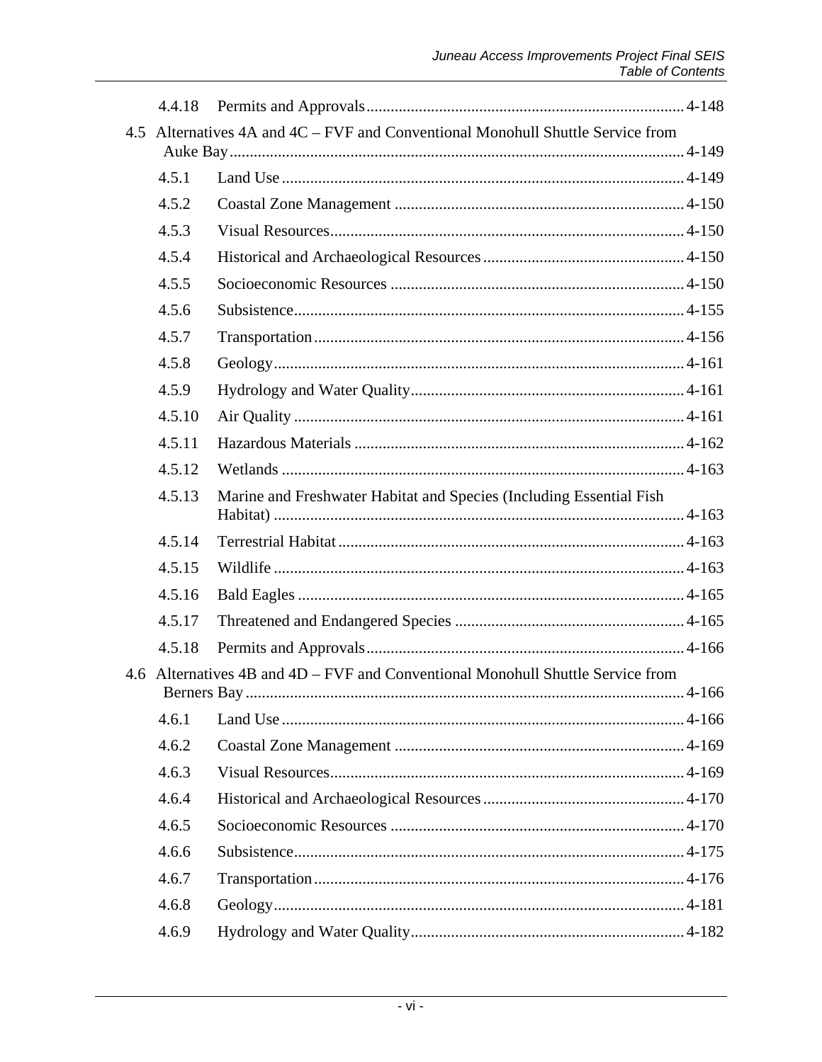| | | |
|---|---|---|
| 4.4.18 | Permits and Approvals | 4-148 |
| **4.5** | **Alternatives 4A and 4C – FVF and Conventional Monohull Shuttle Service from Auke Bay** | **4-149** |
| 4.5.1 | Land Use | 4-149 |
| 4.5.2 | Coastal Zone Management | 4-150 |
| 4.5.3 | Visual Resources | 4-150 |
| 4.5.4 | Historical and Archaeological Resources | 4-150 |
| 4.5.5 | Socioeconomic Resources | 4-150 |
| 4.5.6 | Subsistence | 4-155 |
| 4.5.7 | Transportation | 4-156 |
| 4.5.8 | Geology | 4-161 |
| 4.5.9 | Hydrology and Water Quality | 4-161 |
| 4.5.10 | Air Quality | 4-161 |
| 4.5.11 | Hazardous Materials | 4-162 |
| 4.5.12 | Wetlands | 4-163 |
| 4.5.13 | Marine and Freshwater Habitat and Species (Including Essential Fish Habitat) | 4-163 |
| 4.5.14 | Terrestrial Habitat | 4-163 |
| 4.5.15 | Wildlife | 4-163 |
| 4.5.16 | Bald Eagles | 4-165 |
| 4.5.17 | Threatened and Endangered Species | 4-165 |
| 4.5.18 | Permits and Approvals | 4-166 |
| **4.6** | **Alternatives 4B and 4D – FVF and Conventional Monohull Shuttle Service from Berners Bay** | **4-166** |
| 4.6.1 | Land Use | 4-166 |
| 4.6.2 | Coastal Zone Management | 4-169 |
| 4.6.3 | Visual Resources | 4-169 |
| 4.6.4 | Historical and Archaeological Resources | 4-170 |
| 4.6.5 | Socioeconomic Resources | 4-170 |
| 4.6.6 | Subsistence | 4-175 |
| 4.6.7 | Transportation | 4-176 |
| 4.6.8 | Geology | 4-181 |
| 4.6.9 | Hydrology and Water Quality | 4-182 |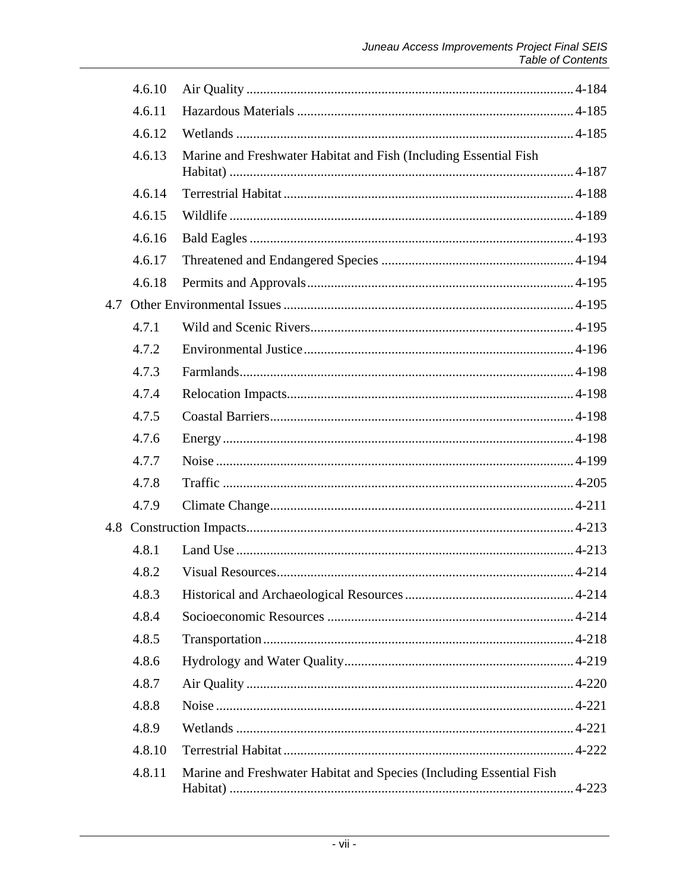4.6.10 Air Quality ........................................................................................ 4-184

4.6.11 Hazardous Materials ......................................................................... 4-185

4.6.12 Wetlands ............................................................................................ 4-185

4.6.13 Marine and Freshwater Habitat and Fish (Including Essential Fish Habitat) ............................................................................................... 4-187

4.6.14 Terrestrial Habitat .............................................................................. 4-188

4.6.15 Wildlife ............................................................................................... 4-189

4.6.16 Bald Eagles ......................................................................................... 4-193

4.6.17 Threatened and Endangered Species ................................................. 4-194

4.6.18 Permits and Approvals ....................................................................... 4-195

4.7 Other Environmental Issues ..................................................................... 4-195

4.7.1 Wild and Scenic Rivers ....................................................................... 4-195

4.7.2 Environmental Justice ......................................................................... 4-196

4.7.3 Farmlands ............................................................................................ 4-198

4.7.4 Relocation Impacts .............................................................................. 4-198

4.7.5 Coastal Barriers ................................................................................... 4-198

4.7.6 Energy ................................................................................................. 4-198

4.7.7 Noise ................................................................................................... 4-199

4.7.8 Traffic .................................................................................................. 4-205

4.7.9 Climate Change ................................................................................... 4-211

4.8 Construction Impacts ................................................................................. 4-213

4.8.1 Land Use ............................................................................................. 4-213

4.8.2 Visual Resources ................................................................................. 4-214

4.8.3 Historical and Archaeological Resources ............................................ 4-214

4.8.4 Socioeconomic Resources .................................................................. 4-214

4.8.5 Transportation ..................................................................................... 4-218

4.8.6 Hydrology and Water Quality .............................................................. 4-219

4.8.7 Air Quality ........................................................................................... 4-220

4.8.8 Noise ................................................................................................... 4-221

4.8.9 Wetlands ............................................................................................. 4-221

4.8.10 Terrestrial Habitat .............................................................................. 4-222

4.8.11 Marine and Freshwater Habitat and Species (Including Essential Fish Habitat) ............................................................................................... 4-223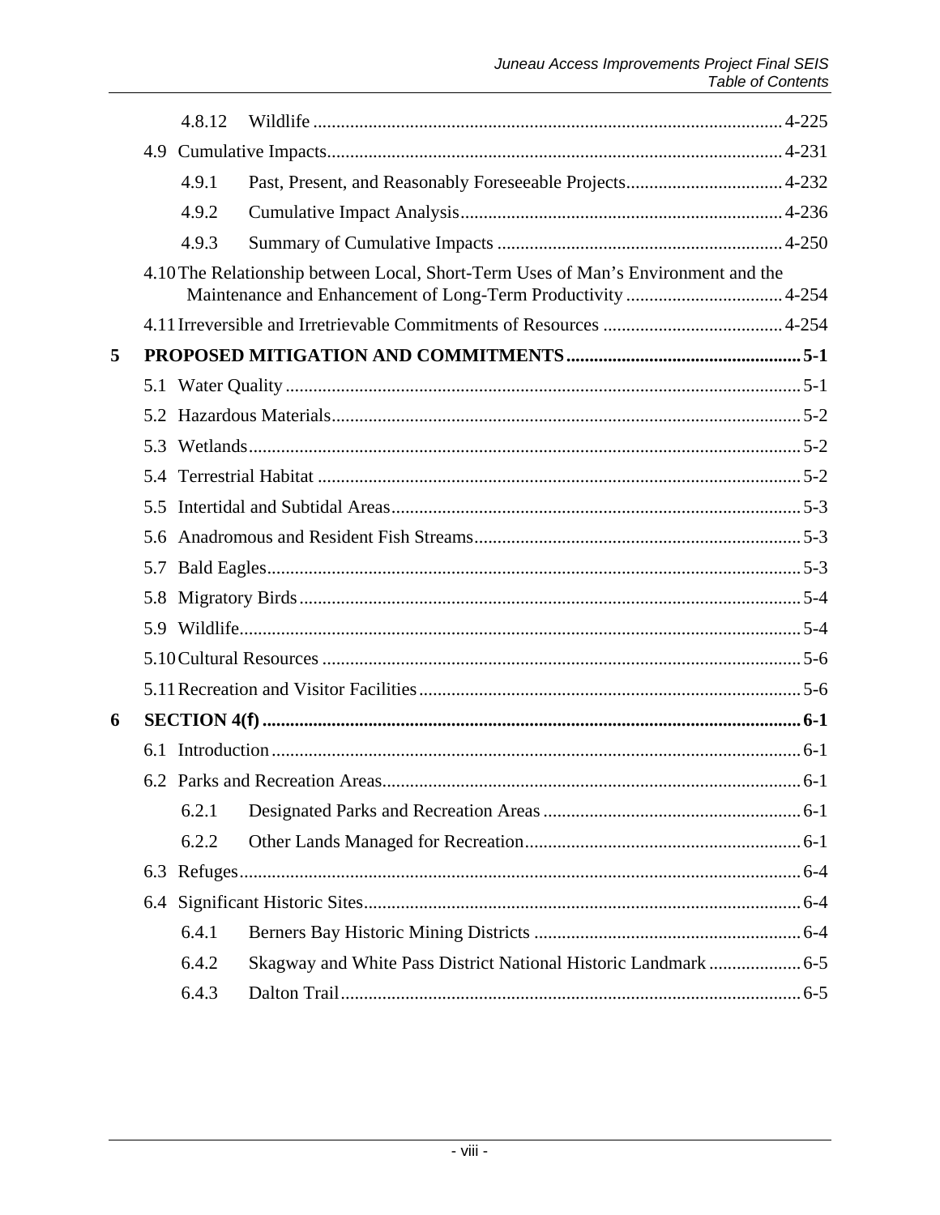4.8.12 Wildlife ..................................................................................................... 4-225

4.9 Cumulative Impacts.................................................................................................. 4-231

4.9.1 Past, Present, and Reasonably Foreseeable Projects.................................. 4-232

4.9.2 Cumulative Impact Analysis...................................................................... 4-236

4.9.3 Summary of Cumulative Impacts .............................................................. 4-250

4.10 The Relationship between Local, Short-Term Uses of Man's Environment and the Maintenance and Enhancement of Long-Term Productivity .................................. 4-254

4.11 Irreversible and Irretrievable Commitments of Resources ....................................... 4-254

**5 PROPOSED MITIGATION AND COMMITMENTS.................................................. 5-1**

5.1 Water Quality ............................................................................................................ 5-1

5.2 Hazardous Materials................................................................................................... 5-2

5.3 Wetlands..................................................................................................................... 5-2

5.4 Terrestrial Habitat ...................................................................................................... 5-2

5.5 Intertidal and Subtidal Areas...................................................................................... 5-3

5.6 Anadromous and Resident Fish Streams..................................................................... 5-3

5.7 Bald Eagles................................................................................................................. 5-3

5.8 Migratory Birds........................................................................................................... 5-4

5.9 Wildlife....................................................................................................................... 5-4

5.10 Cultural Resources .................................................................................................... 5-6

5.11 Recreation and Visitor Facilities.............................................................................. 5-6

**6 SECTION 4(f) .................................................................................................................. 6-1**

6.1 Introduction ................................................................................................................ 6-1

6.2 Parks and Recreation Areas......................................................................................... 6-1

6.2.1 Designated Parks and Recreation Areas ....................................................... 6-1

6.2.2 Other Lands Managed for Recreation........................................................... 6-1

6.3 Refuges........................................................................................................................ 6-4

6.4 Significant Historic Sites............................................................................................. 6-4

6.4.1 Berners Bay Historic Mining Districts ......................................................... 6-4

6.4.2 Skagway and White Pass District National Historic Landmark .................... 6-5

6.4.3 Dalton Trail.................................................................................................. 6-5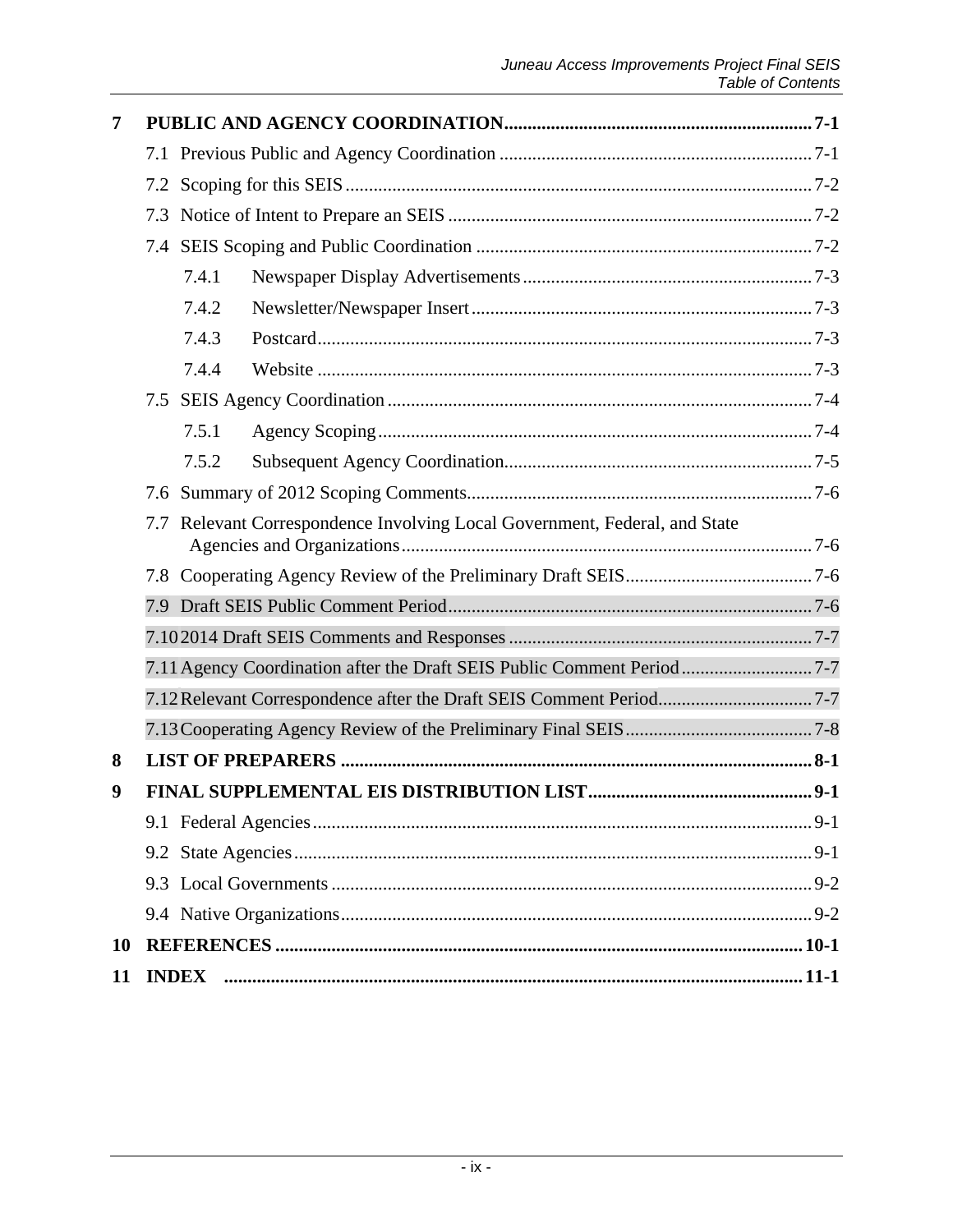7 **PUBLIC AND AGENCY COORDINATION** .......... 7-1

7.1 Previous Public and Agency Coordination .......... 7-1

7.2 Scoping for this SEIS .......... 7-2

7.3 Notice of Intent to Prepare an SEIS .......... 7-2

7.4 SEIS Scoping and Public Coordination .......... 7-2

7.4.1 Newspaper Display Advertisements .......... 7-3

7.4.2 Newsletter/Newspaper Insert .......... 7-3

7.4.3 Postcard .......... 7-3

7.4.4 Website .......... 7-3

7.5 SEIS Agency Coordination .......... 7-4

7.5.1 Agency Scoping .......... 7-4

7.5.2 Subsequent Agency Coordination .......... 7-5

7.6 Summary of 2012 Scoping Comments .......... 7-6

7.7 Relevant Correspondence Involving Local Government, Federal, and State Agencies and Organizations .......... 7-6

7.8 Cooperating Agency Review of the Preliminary Draft SEIS .......... 7-6

7.9 Draft SEIS Public Comment Period .......... 7-6

7.10 2014 Draft SEIS Comments and Responses .......... 7-7

7.11 Agency Coordination after the Draft SEIS Public Comment Period .......... 7-7

7.12 Relevant Correspondence after the Draft SEIS Comment Period .......... 7-7

7.13 Cooperating Agency Review of the Preliminary Final SEIS .......... 7-8

8 **LIST OF PREPARERS** .......... 8-1

9 **FINAL SUPPLEMENTAL EIS DISTRIBUTION LIST** .......... 9-1

9.1 Federal Agencies .......... 9-1

9.2 State Agencies .......... 9-1

9.3 Local Governments .......... 9-2

9.4 Native Organizations .......... 9-2

10 **REFERENCES** .......... 10-1

11 **INDEX** .......... 11-1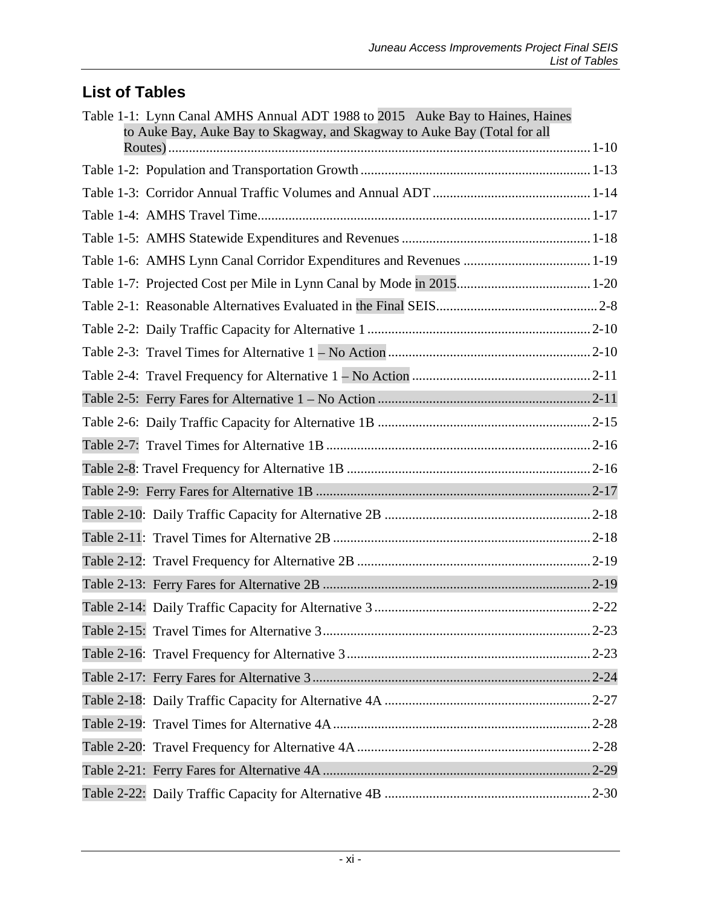## List of Tables

Table 1-1: Lynn Canal AMHS Annual ADT 1988 to 2015 Auke Bay to Haines, Haines to Auke Bay, Auke Bay to Skagway, and Skagway to Auke Bay (Total for all Routes) ........ 1-10

Table 1-2: Population and Transportation Growth ........ 1-13

Table 1-3: Corridor Annual Traffic Volumes and Annual ADT ........ 1-14

Table 1-4: AMHS Travel Time........ 1-17

Table 1-5: AMHS Statewide Expenditures and Revenues ........ 1-18

Table 1-6: AMHS Lynn Canal Corridor Expenditures and Revenues ........ 1-19

Table 1-7: Projected Cost per Mile in Lynn Canal by Mode in 2015........ 1-20

Table 2-1: Reasonable Alternatives Evaluated in the Final SEIS........ 2-8

Table 2-2: Daily Traffic Capacity for Alternative 1 ........ 2-10

Table 2-3: Travel Times for Alternative 1 – No Action ........ 2-10

Table 2-4: Travel Frequency for Alternative 1 – No Action ........ 2-11

Table 2-5: Ferry Fares for Alternative 1 – No Action ........ 2-11

Table 2-6: Daily Traffic Capacity for Alternative 1B ........ 2-15

Table 2-7: Travel Times for Alternative 1B ........ 2-16

Table 2-8: Travel Frequency for Alternative 1B ........ 2-16

Table 2-9: Ferry Fares for Alternative 1B ........ 2-17

Table 2-10: Daily Traffic Capacity for Alternative 2B ........ 2-18

Table 2-11: Travel Times for Alternative 2B ........ 2-18

Table 2-12: Travel Frequency for Alternative 2B ........ 2-19

Table 2-13: Ferry Fares for Alternative 2B ........ 2-19

Table 2-14: Daily Traffic Capacity for Alternative 3 ........ 2-22

Table 2-15: Travel Times for Alternative 3........ 2-23

Table 2-16: Travel Frequency for Alternative 3........ 2-23

Table 2-17: Ferry Fares for Alternative 3........ 2-24

Table 2-18: Daily Traffic Capacity for Alternative 4A ........ 2-27

Table 2-19: Travel Times for Alternative 4A........ 2-28

Table 2-20: Travel Frequency for Alternative 4A........ 2-28

Table 2-21: Ferry Fares for Alternative 4A........ 2-29

Table 2-22: Daily Traffic Capacity for Alternative 4B ........ 2-30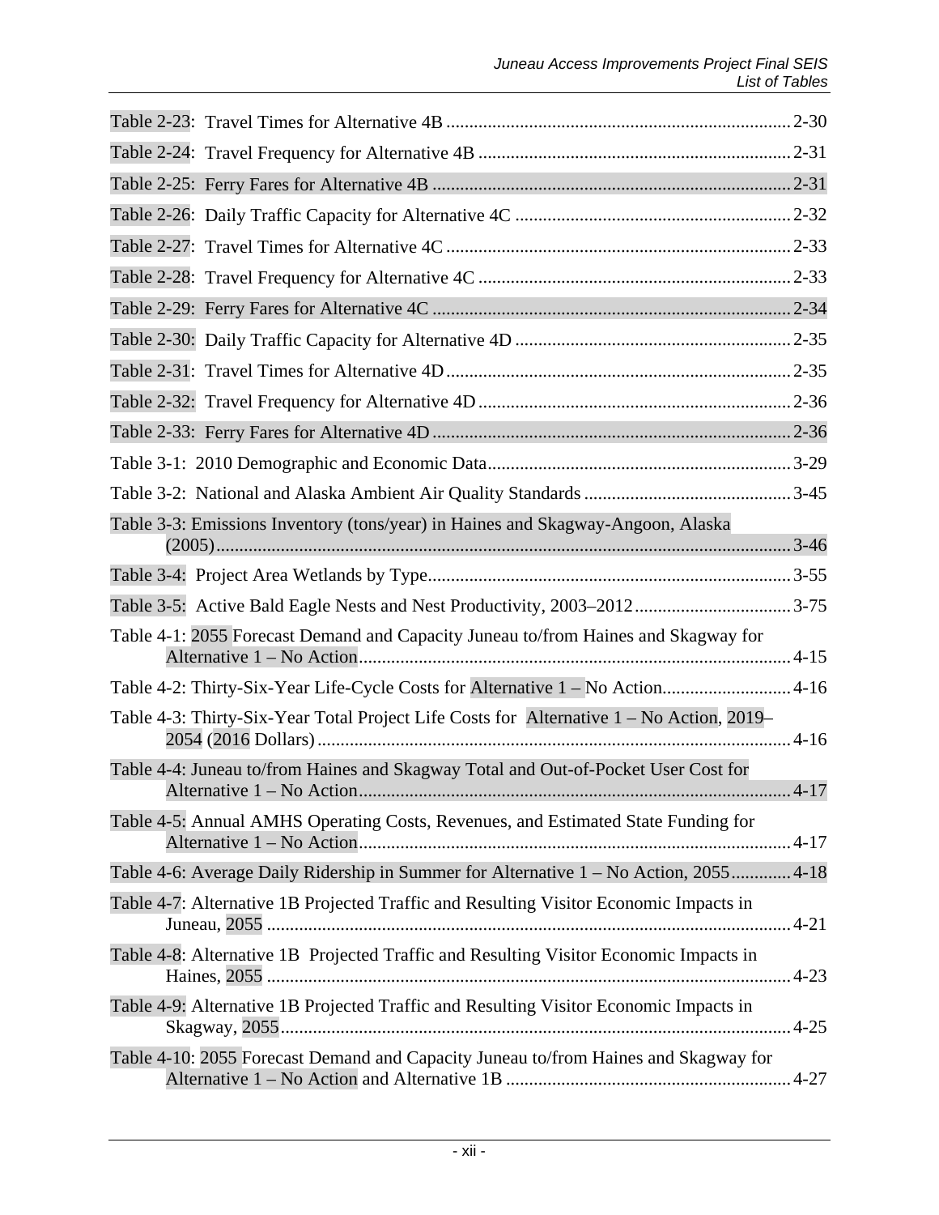Table 2-23: Travel Times for Alternative 4B ........................................................................ 2-30

Table 2-24: Travel Frequency for Alternative 4B ................................................................. 2-31

Table 2-25: Ferry Fares for Alternative 4B .......................................................................... 2-31

Table 2-26: Daily Traffic Capacity for Alternative 4C ......................................................... 2-32

Table 2-27: Travel Times for Alternative 4C ........................................................................ 2-33

Table 2-28: Travel Frequency for Alternative 4C ................................................................. 2-33

Table 2-29: Ferry Fares for Alternative 4C .......................................................................... 2-34

Table 2-30: Daily Traffic Capacity for Alternative 4D ......................................................... 2-35

Table 2-31: Travel Times for Alternative 4D ........................................................................ 2-35

Table 2-32: Travel Frequency for Alternative 4D ................................................................. 2-36

Table 2-33: Ferry Fares for Alternative 4D .......................................................................... 2-36

Table 3-1: 2010 Demographic and Economic Data ............................................................... 3-29

Table 3-2: National and Alaska Ambient Air Quality Standards .......................................... 3-45

Table 3-3: Emissions Inventory (tons/year) in Haines and Skagway-Angoon, Alaska (2005) ......................................................................................................................... 3-46

Table 3-4: Project Area Wetlands by Type ............................................................................ 3-55

Table 3-5: Active Bald Eagle Nests and Nest Productivity, 2003–2012 ................................ 3-75

Table 4-1: 2055 Forecast Demand and Capacity Juneau to/from Haines and Skagway for Alternative 1 – No Action ........................................................................................... 4-15

Table 4-2: Thirty-Six-Year Life-Cycle Costs for Alternative 1 – No Action ......................... 4-16

Table 4-3: Thirty-Six-Year Total Project Life Costs for Alternative 1 – No Action, 2019–2054 (2016 Dollars) ..................................................................................................... 4-16

Table 4-4: Juneau to/from Haines and Skagway Total and Out-of-Pocket User Cost for Alternative 1 – No Action ........................................................................................... 4-17

Table 4-5: Annual AMHS Operating Costs, Revenues, and Estimated State Funding for Alternative 1 – No Action ........................................................................................... 4-17

Table 4-6: Average Daily Ridership in Summer for Alternative 1 – No Action, 2055 ........... 4-18

Table 4-7: Alternative 1B Projected Traffic and Resulting Visitor Economic Impacts in Juneau, 2055 ............................................................................................................... 4-21

Table 4-8: Alternative 1B Projected Traffic and Resulting Visitor Economic Impacts in Haines, 2055 ............................................................................................................... 4-23

Table 4-9: Alternative 1B Projected Traffic and Resulting Visitor Economic Impacts in Skagway, 2055 ............................................................................................................ 4-25

Table 4-10: 2055 Forecast Demand and Capacity Juneau to/from Haines and Skagway for Alternative 1 – No Action and Alternative 1B ........................................................... 4-27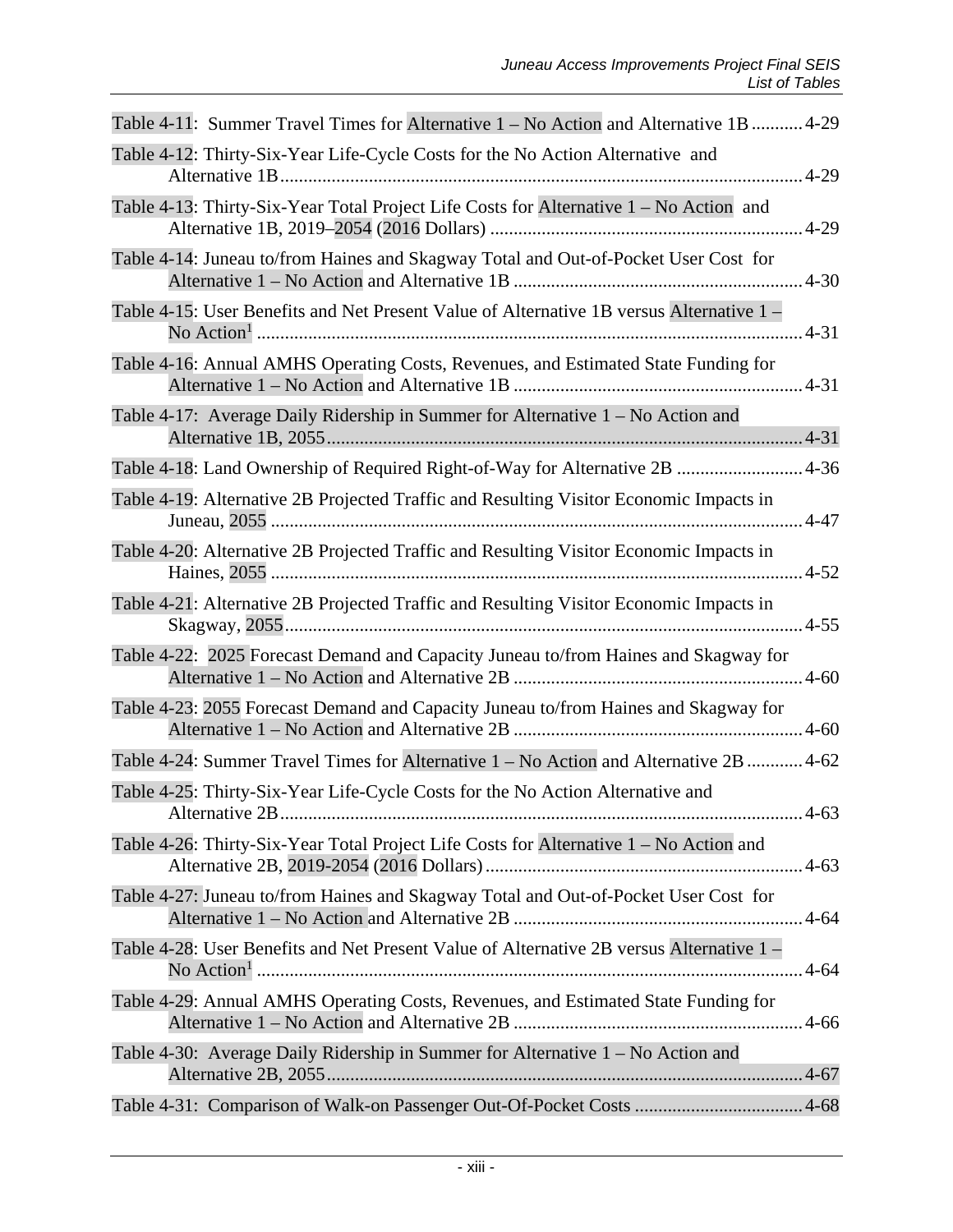Table 4-11: Summer Travel Times for Alternative 1 – No Action and Alternative 1B ........... 4-29

Table 4-12: Thirty-Six-Year Life-Cycle Costs for the No Action Alternative and Alternative 1B ................................................................................................................ 4-29

Table 4-13: Thirty-Six-Year Total Project Life Costs for Alternative 1 – No Action and Alternative 1B, 2019–2054 (2016 Dollars) .................................................................... 4-29

Table 4-14: Juneau to/from Haines and Skagway Total and Out-of-Pocket User Cost for Alternative 1 – No Action and Alternative 1B ............................................................... 4-30

Table 4-15: User Benefits and Net Present Value of Alternative 1B versus Alternative 1 – No Action[1] ..................................................................................................................... 4-31

Table 4-16: Annual AMHS Operating Costs, Revenues, and Estimated State Funding for Alternative 1 – No Action and Alternative 1B ............................................................... 4-31

Table 4-17: Average Daily Ridership in Summer for Alternative 1 – No Action and Alternative 1B, 2055...................................................................................................... 4-31

Table 4-18: Land Ownership of Required Right-of-Way for Alternative 2B ........................... 4-36

Table 4-19: Alternative 2B Projected Traffic and Resulting Visitor Economic Impacts in Juneau, 2055 .................................................................................................................. 4-47

Table 4-20: Alternative 2B Projected Traffic and Resulting Visitor Economic Impacts in Haines, 2055 .................................................................................................................. 4-52

Table 4-21: Alternative 2B Projected Traffic and Resulting Visitor Economic Impacts in Skagway, 2055............................................................................................................... 4-55

Table 4-22: 2025 Forecast Demand and Capacity Juneau to/from Haines and Skagway for Alternative 1 – No Action and Alternative 2B ............................................................... 4-60

Table 4-23: 2055 Forecast Demand and Capacity Juneau to/from Haines and Skagway for Alternative 1 – No Action and Alternative 2B ............................................................... 4-60

Table 4-24: Summer Travel Times for Alternative 1 – No Action and Alternative 2B ............ 4-62

Table 4-25: Thirty-Six-Year Life-Cycle Costs for the No Action Alternative and Alternative 2B ................................................................................................................ 4-63

Table 4-26: Thirty-Six-Year Total Project Life Costs for Alternative 1 – No Action and Alternative 2B, 2019-2054 (2016 Dollars) .................................................................... 4-63

Table 4-27: Juneau to/from Haines and Skagway Total and Out-of-Pocket User Cost for Alternative 1 – No Action and Alternative 2B ............................................................... 4-64

Table 4-28: User Benefits and Net Present Value of Alternative 2B versus Alternative 1 – No Action[1] ..................................................................................................................... 4-64

Table 4-29: Annual AMHS Operating Costs, Revenues, and Estimated State Funding for Alternative 1 – No Action and Alternative 2B ............................................................... 4-66

Table 4-30: Average Daily Ridership in Summer for Alternative 1 – No Action and Alternative 2B, 2055...................................................................................................... 4-67

Table 4-31: Comparison of Walk-on Passenger Out-Of-Pocket Costs .................................... 4-68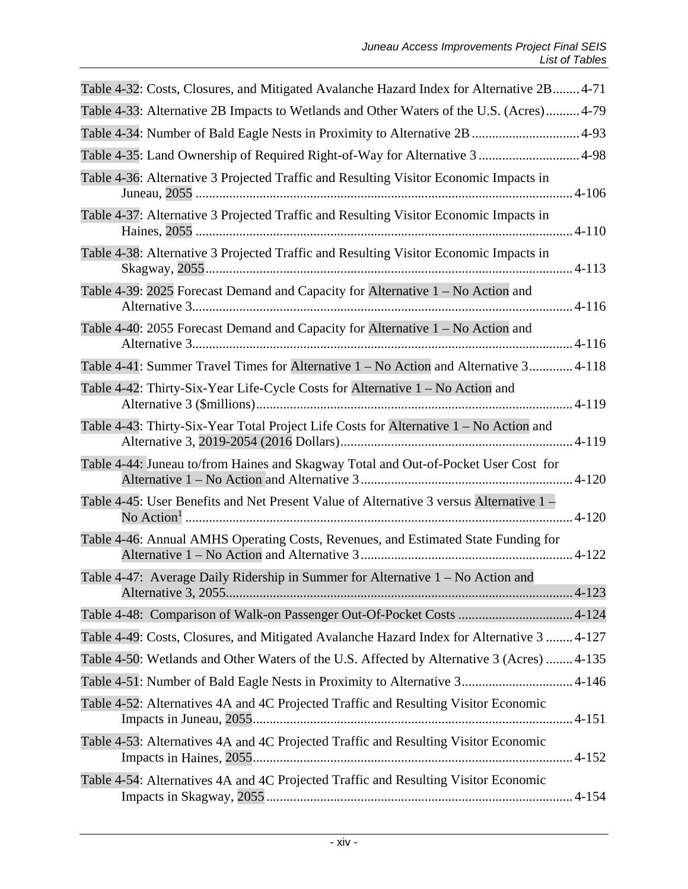Table 4-32: Costs, Closures, and Mitigated Avalanche Hazard Index for Alternative 2B........ 4-71

Table 4-33: Alternative 2B Impacts to Wetlands and Other Waters of the U.S. (Acres).......... 4-79

Table 4-34: Number of Bald Eagle Nests in Proximity to Alternative 2B ................................ 4-93

Table 4-35: Land Ownership of Required Right-of-Way for Alternative 3 .............................. 4-98

Table 4-36: Alternative 3 Projected Traffic and Resulting Visitor Economic Impacts in Juneau, 2055 ................................................................................................................ 4-106

Table 4-37: Alternative 3 Projected Traffic and Resulting Visitor Economic Impacts in Haines, 2055 ................................................................................................................ 4-110

Table 4-38: Alternative 3 Projected Traffic and Resulting Visitor Economic Impacts in Skagway, 2055............................................................................................................ 4-113

Table 4-39: 2025 Forecast Demand and Capacity for Alternative 1 – No Action and Alternative 3................................................................................................................ 4-116

Table 4-40: 2055 Forecast Demand and Capacity for Alternative 1 – No Action and Alternative 3................................................................................................................ 4-116

Table 4-41: Summer Travel Times for Alternative 1 – No Action and Alternative 3............. 4-118

Table 4-42: Thirty-Six-Year Life-Cycle Costs for Alternative 1 – No Action and Alternative 3 ($millions)............................................................................................. 4-119

Table 4-43: Thirty-Six-Year Total Project Life Costs for Alternative 1 – No Action and Alternative 3, 2019-2054 (2016 Dollars).................................................................... 4-119

Table 4-44: Juneau to/from Haines and Skagway Total and Out-of-Pocket User Cost for Alternative 1 – No Action and Alternative 3............................................................... 4-120

Table 4-45: User Benefits and Net Present Value of Alternative 3 versus Alternative 1 – No Action[1] .................................................................................................................. 4-120

Table 4-46: Annual AMHS Operating Costs, Revenues, and Estimated State Funding for Alternative 1 – No Action and Alternative 3............................................................... 4-122

Table 4-47: Average Daily Ridership in Summer for Alternative 1 – No Action and Alternative 3, 2055...................................................................................................... 4-123

Table 4-48: Comparison of Walk-on Passenger Out-Of-Pocket Costs .................................. 4-124

Table 4-49: Costs, Closures, and Mitigated Avalanche Hazard Index for Alternative 3 ........ 4-127

Table 4-50: Wetlands and Other Waters of the U.S. Affected by Alternative 3 (Acres) ........ 4-135

Table 4-51: Number of Bald Eagle Nests in Proximity to Alternative 3................................. 4-146

Table 4-52: Alternatives 4A and 4C Projected Traffic and Resulting Visitor Economic Impacts in Juneau, 2055............................................................................................... 4-151

Table 4-53: Alternatives 4A and 4C Projected Traffic and Resulting Visitor Economic Impacts in Haines, 2055............................................................................................... 4-152

Table 4-54: Alternatives 4A and 4C Projected Traffic and Resulting Visitor Economic Impacts in Skagway, 2055 ........................................................................................... 4-154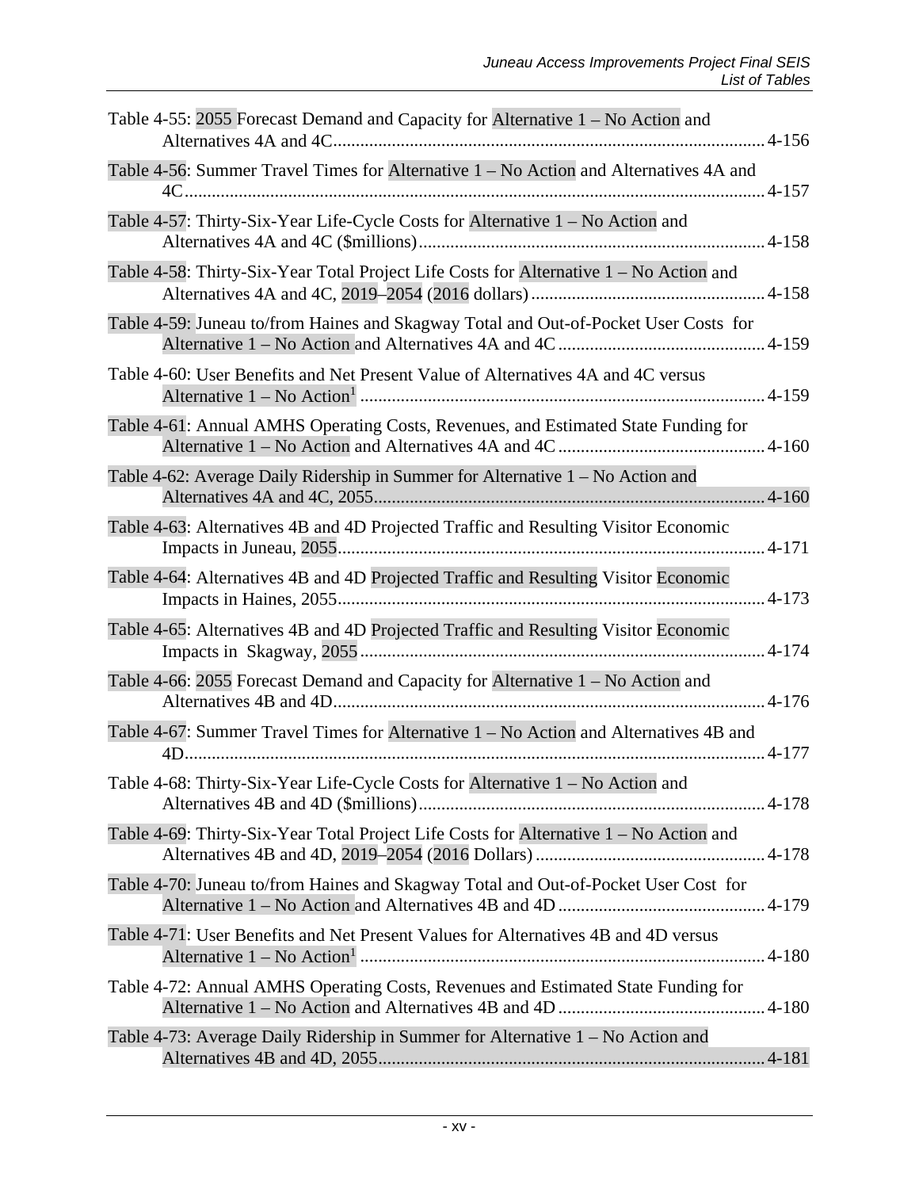Table 4-55: 2055 Forecast Demand and Capacity for Alternative 1 – No Action and Alternatives 4A and 4C ........ 4-156

Table 4-56: Summer Travel Times for Alternative 1 – No Action and Alternatives 4A and 4C ........ 4-157

Table 4-57: Thirty-Six-Year Life-Cycle Costs for Alternative 1 – No Action and Alternatives 4A and 4C ($millions) ........ 4-158

Table 4-58: Thirty-Six-Year Total Project Life Costs for Alternative 1 – No Action and Alternatives 4A and 4C, 2019–2054 (2016 dollars) ........ 4-158

Table 4-59: Juneau to/from Haines and Skagway Total and Out-of-Pocket User Costs for Alternative 1 – No Action and Alternatives 4A and 4C ........ 4-159

Table 4-60: User Benefits and Net Present Value of Alternatives 4A and 4C versus Alternative 1 – No Action[1] ........ 4-159

Table 4-61: Annual AMHS Operating Costs, Revenues, and Estimated State Funding for Alternative 1 – No Action and Alternatives 4A and 4C ........ 4-160

Table 4-62: Average Daily Ridership in Summer for Alternative 1 – No Action and Alternatives 4A and 4C, 2055 ........ 4-160

Table 4-63: Alternatives 4B and 4D Projected Traffic and Resulting Visitor Economic Impacts in Juneau, 2055 ........ 4-171

Table 4-64: Alternatives 4B and 4D Projected Traffic and Resulting Visitor Economic Impacts in Haines, 2055 ........ 4-173

Table 4-65: Alternatives 4B and 4D Projected Traffic and Resulting Visitor Economic Impacts in Skagway, 2055 ........ 4-174

Table 4-66: 2055 Forecast Demand and Capacity for Alternative 1 – No Action and Alternatives 4B and 4D ........ 4-176

Table 4-67: Summer Travel Times for Alternative 1 – No Action and Alternatives 4B and 4D ........ 4-177

Table 4-68: Thirty-Six-Year Life-Cycle Costs for Alternative 1 – No Action and Alternatives 4B and 4D ($millions) ........ 4-178

Table 4-69: Thirty-Six-Year Total Project Life Costs for Alternative 1 – No Action and Alternatives 4B and 4D, 2019–2054 (2016 Dollars) ........ 4-178

Table 4-70: Juneau to/from Haines and Skagway Total and Out-of-Pocket User Cost for Alternative 1 – No Action and Alternatives 4B and 4D ........ 4-179

Table 4-71: User Benefits and Net Present Values for Alternatives 4B and 4D versus Alternative 1 – No Action[1] ........ 4-180

Table 4-72: Annual AMHS Operating Costs, Revenues and Estimated State Funding for Alternative 1 – No Action and Alternatives 4B and 4D ........ 4-180

Table 4-73: Average Daily Ridership in Summer for Alternative 1 – No Action and Alternatives 4B and 4D, 2055 ........ 4-181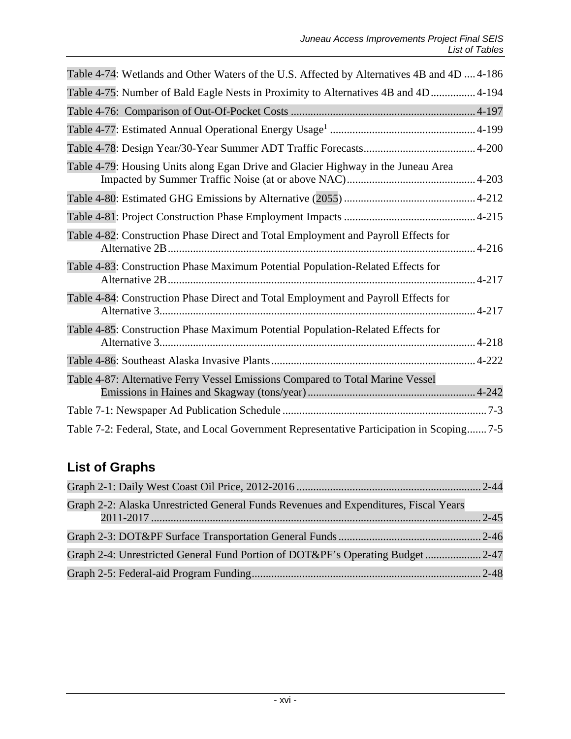Table 4-74: Wetlands and Other Waters of the U.S. Affected by Alternatives 4B and 4D .... 4-186

Table 4-75: Number of Bald Eagle Nests in Proximity to Alternatives 4B and 4D................ 4-194

Table 4-76:  Comparison of Out-Of-Pocket Costs ................................................................. 4-197

Table 4-77: Estimated Annual Operational Energy Usage[1] ................................................... 4-199

Table 4-78: Design Year/30-Year Summer ADT Traffic Forecasts........................................ 4-200

Table 4-79: Housing Units along Egan Drive and Glacier Highway in the Juneau Area Impacted by Summer Traffic Noise (at or above NAC).............................................. 4-203

Table 4-80: Estimated GHG Emissions by Alternative (2055) .............................................. 4-212

Table 4-81: Project Construction Phase Employment Impacts .............................................. 4-215

Table 4-82: Construction Phase Direct and Total Employment and Payroll Effects for Alternative 2B.............................................................................................................. 4-216

Table 4-83: Construction Phase Maximum Potential Population-Related Effects for Alternative 2B.............................................................................................................. 4-217

Table 4-84: Construction Phase Direct and Total Employment and Payroll Effects for Alternative 3................................................................................................................. 4-217

Table 4-85: Construction Phase Maximum Potential Population-Related Effects for Alternative 3................................................................................................................. 4-218

Table 4-86: Southeast Alaska Invasive Plants......................................................................... 4-222

Table 4-87: Alternative Ferry Vessel Emissions Compared to Total Marine Vessel Emissions in Haines and Skagway (tons/year)........................................................... 4-242

Table 7-1: Newspaper Ad Publication Schedule ......................................................................... 7-3

Table 7-2: Federal, State, and Local Government Representative Participation in Scoping....... 7-5

## List of Graphs

Graph 2-1: Daily West Coast Oil Price, 2012-2016 .................................................................. 2-44

Graph 2-2: Alaska Unrestricted General Funds Revenues and Expenditures, Fiscal Years 2011-2017 ..................................................................................................................... 2-45

Graph 2-3: DOT&PF Surface Transportation General Funds................................................... 2-46

Graph 2-4: Unrestricted General Fund Portion of DOT&PF's Operating Budget .................... 2-47

Graph 2-5: Federal-aid Program Funding.................................................................................. 2-48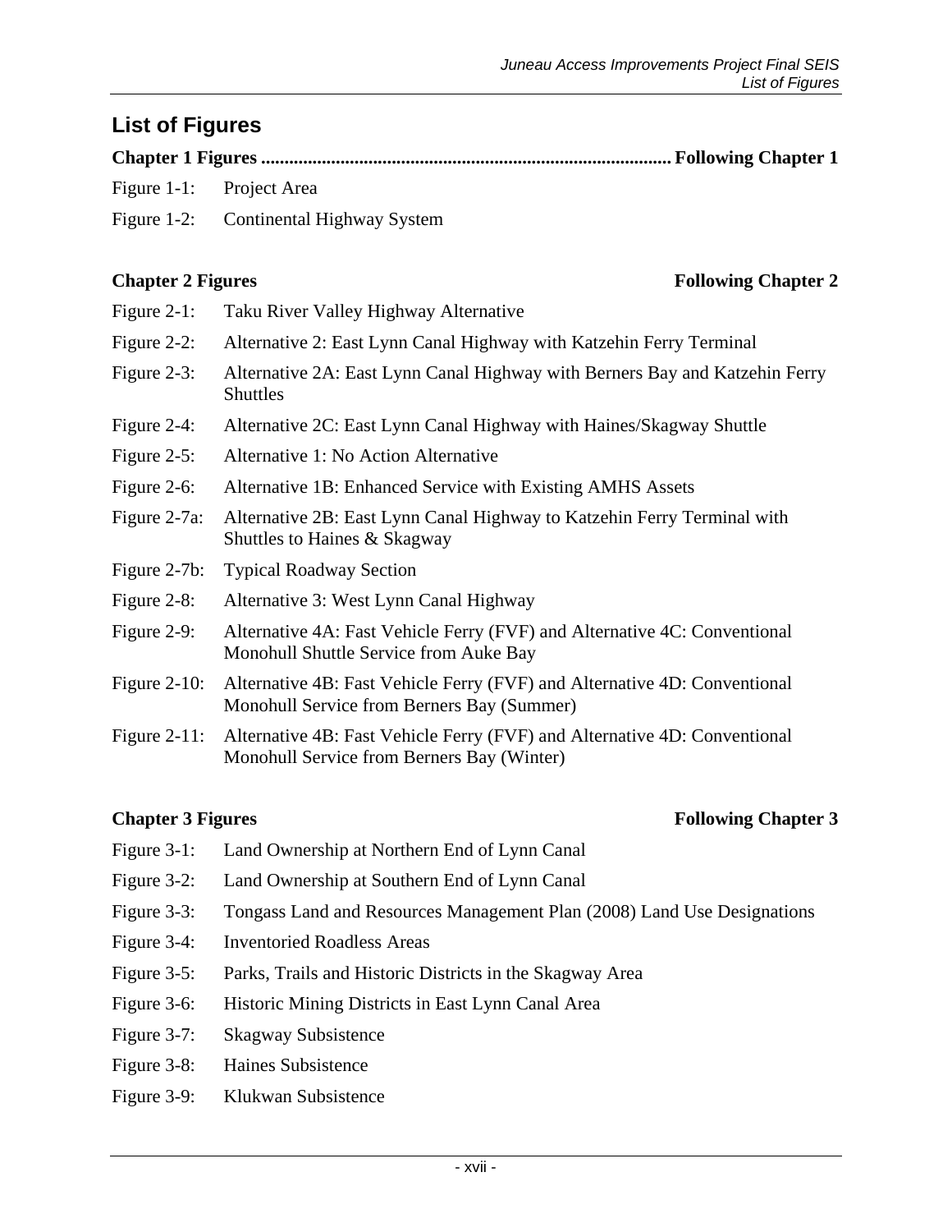## List of Figures

**Chapter 1 Figures ....................................................................................... Following Chapter 1**

Figure 1-1: Project Area

Figure 1-2: Continental Highway System

**Chapter 2 Figures Following Chapter 2**

Figure 2-1: Taku River Valley Highway Alternative

Figure 2-2: Alternative 2: East Lynn Canal Highway with Katzehin Ferry Terminal

Figure 2-3: Alternative 2A: East Lynn Canal Highway with Berners Bay and Katzehin Ferry Shuttles

Figure 2-4: Alternative 2C: East Lynn Canal Highway with Haines/Skagway Shuttle

Figure 2-5: Alternative 1: No Action Alternative

Figure 2-6: Alternative 1B: Enhanced Service with Existing AMHS Assets

Figure 2-7a: Alternative 2B: East Lynn Canal Highway to Katzehin Ferry Terminal with Shuttles to Haines & Skagway

Figure 2-7b: Typical Roadway Section

Figure 2-8: Alternative 3: West Lynn Canal Highway

Figure 2-9: Alternative 4A: Fast Vehicle Ferry (FVF) and Alternative 4C: Conventional Monohull Shuttle Service from Auke Bay

Figure 2-10: Alternative 4B: Fast Vehicle Ferry (FVF) and Alternative 4D: Conventional Monohull Service from Berners Bay (Summer)

Figure 2-11: Alternative 4B: Fast Vehicle Ferry (FVF) and Alternative 4D: Conventional Monohull Service from Berners Bay (Winter)

**Chapter 3 Figures Following Chapter 3**

Figure 3-1: Land Ownership at Northern End of Lynn Canal

Figure 3-2: Land Ownership at Southern End of Lynn Canal

Figure 3-3: Tongass Land and Resources Management Plan (2008) Land Use Designations

Figure 3-4: Inventoried Roadless Areas

Figure 3-5: Parks, Trails and Historic Districts in the Skagway Area

Figure 3-6: Historic Mining Districts in East Lynn Canal Area

Figure 3-7: Skagway Subsistence

Figure 3-8: Haines Subsistence

Figure 3-9: Klukwan Subsistence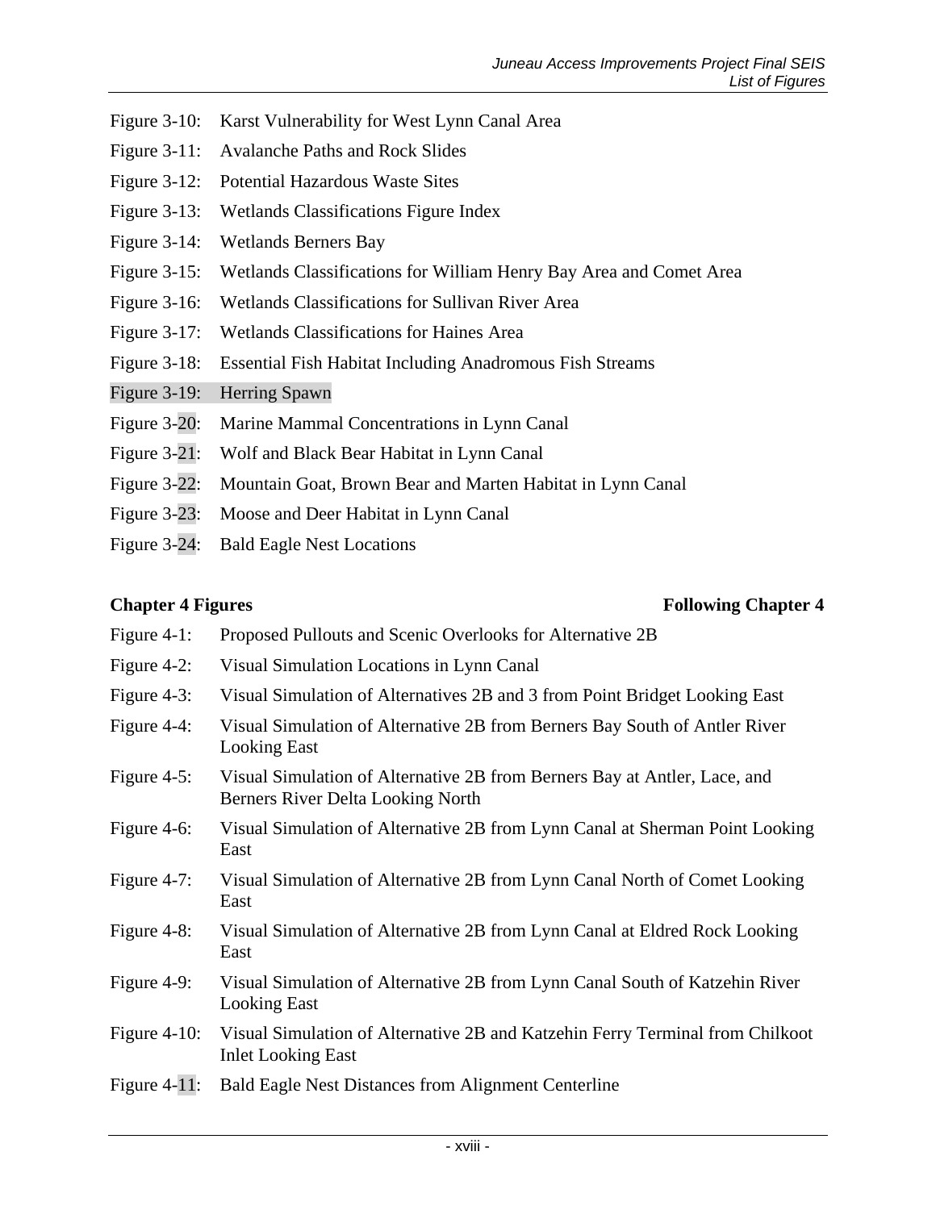Figure 3-10: Karst Vulnerability for West Lynn Canal Area

Figure 3-11: Avalanche Paths and Rock Slides

Figure 3-12: Potential Hazardous Waste Sites

Figure 3-13: Wetlands Classifications Figure Index

Figure 3-14: Wetlands Berners Bay

Figure 3-15: Wetlands Classifications for William Henry Bay Area and Comet Area

Figure 3-16: Wetlands Classifications for Sullivan River Area

Figure 3-17: Wetlands Classifications for Haines Area

Figure 3-18: Essential Fish Habitat Including Anadromous Fish Streams

Figure 3-19: Herring Spawn

Figure 3-20: Marine Mammal Concentrations in Lynn Canal

Figure 3-21: Wolf and Black Bear Habitat in Lynn Canal

Figure 3-22: Mountain Goat, Brown Bear and Marten Habitat in Lynn Canal

Figure 3-23: Moose and Deer Habitat in Lynn Canal

Figure 3-24: Bald Eagle Nest Locations

**Chapter 4 Figures** **Following Chapter 4**

Figure 4-1: Proposed Pullouts and Scenic Overlooks for Alternative 2B

Figure 4-2: Visual Simulation Locations in Lynn Canal

Figure 4-3: Visual Simulation of Alternatives 2B and 3 from Point Bridget Looking East

Figure 4-4: Visual Simulation of Alternative 2B from Berners Bay South of Antler River Looking East

Figure 4-5: Visual Simulation of Alternative 2B from Berners Bay at Antler, Lace, and Berners River Delta Looking North

Figure 4-6: Visual Simulation of Alternative 2B from Lynn Canal at Sherman Point Looking East

Figure 4-7: Visual Simulation of Alternative 2B from Lynn Canal North of Comet Looking East

Figure 4-8: Visual Simulation of Alternative 2B from Lynn Canal at Eldred Rock Looking East

Figure 4-9: Visual Simulation of Alternative 2B from Lynn Canal South of Katzehin River Looking East

Figure 4-10: Visual Simulation of Alternative 2B and Katzehin Ferry Terminal from Chilkoot Inlet Looking East

Figure 4-11: Bald Eagle Nest Distances from Alignment Centerline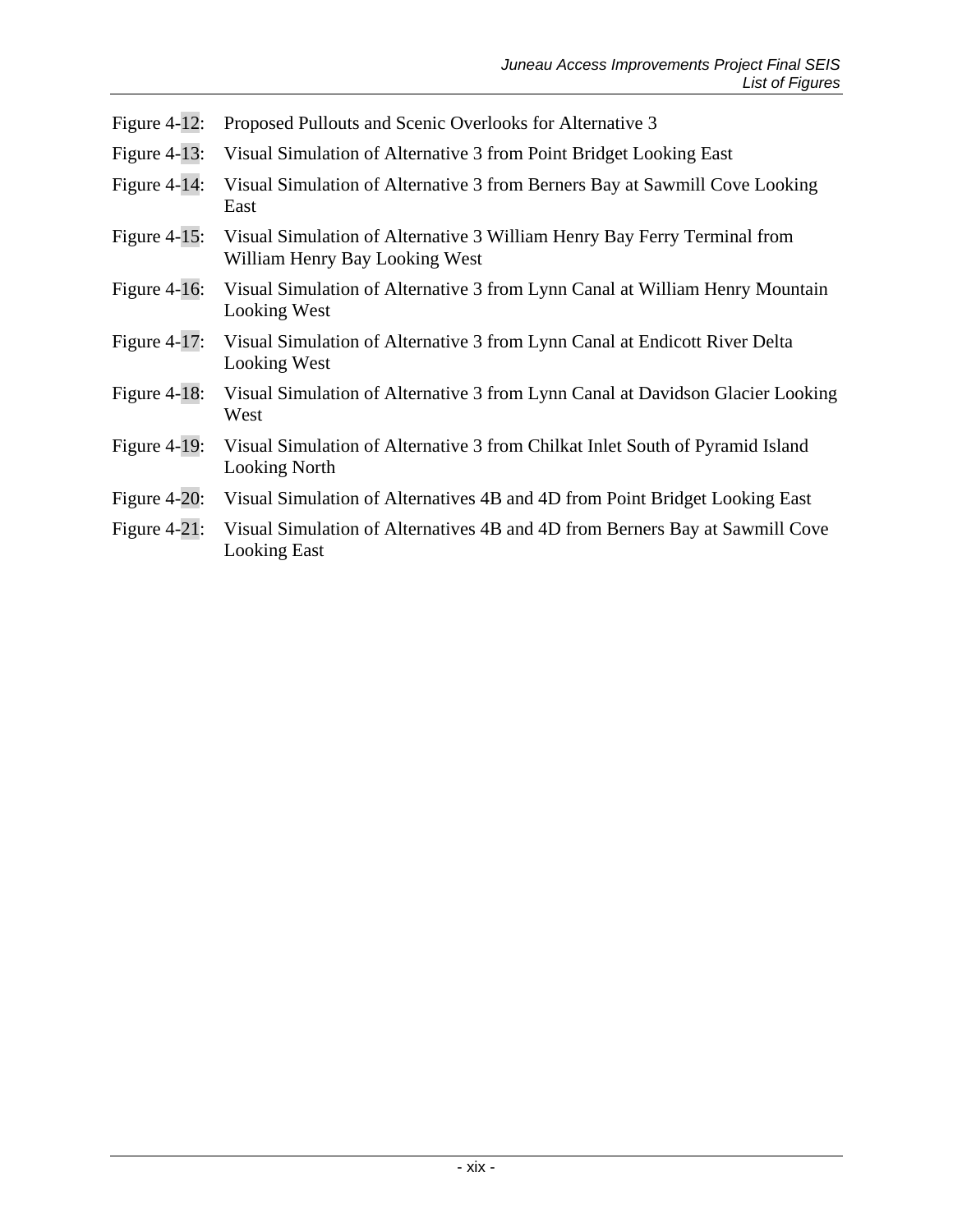Figure 4-12: Proposed Pullouts and Scenic Overlooks for Alternative 3

Figure 4-13: Visual Simulation of Alternative 3 from Point Bridget Looking East

Figure 4-14: Visual Simulation of Alternative 3 from Berners Bay at Sawmill Cove Looking East

Figure 4-15: Visual Simulation of Alternative 3 William Henry Bay Ferry Terminal from William Henry Bay Looking West

Figure 4-16: Visual Simulation of Alternative 3 from Lynn Canal at William Henry Mountain Looking West

Figure 4-17: Visual Simulation of Alternative 3 from Lynn Canal at Endicott River Delta Looking West

Figure 4-18: Visual Simulation of Alternative 3 from Lynn Canal at Davidson Glacier Looking West

Figure 4-19: Visual Simulation of Alternative 3 from Chilkat Inlet South of Pyramid Island Looking North

Figure 4-20: Visual Simulation of Alternatives 4B and 4D from Point Bridget Looking East

Figure 4-21: Visual Simulation of Alternatives 4B and 4D from Berners Bay at Sawmill Cove Looking East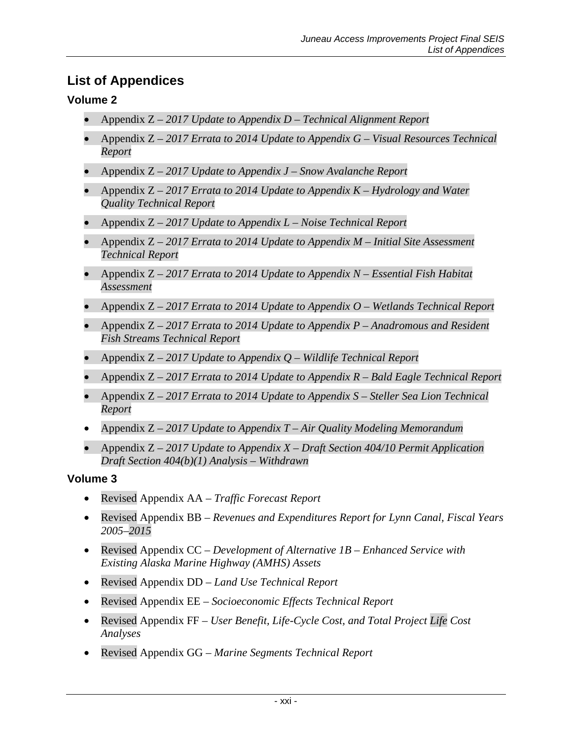# List of Appendices

## Volume 2

- Appendix Z – *2017 Update to Appendix D – Technical Alignment Report*
- Appendix Z – *2017 Errata to 2014 Update to Appendix G – Visual Resources Technical Report*
- Appendix Z – *2017 Update to Appendix J – Snow Avalanche Report*
- Appendix Z – *2017 Errata to 2014 Update to Appendix K – Hydrology and Water Quality Technical Report*
- Appendix Z – *2017 Update to Appendix L – Noise Technical Report*
- Appendix Z – *2017 Errata to 2014 Update to Appendix M – Initial Site Assessment Technical Report*
- Appendix Z – *2017 Errata to 2014 Update to Appendix N – Essential Fish Habitat Assessment*
- Appendix Z – *2017 Errata to 2014 Update to Appendix O – Wetlands Technical Report*
- Appendix Z – *2017 Errata to 2014 Update to Appendix P – Anadromous and Resident Fish Streams Technical Report*
- Appendix Z – *2017 Update to Appendix Q – Wildlife Technical Report*
- Appendix Z – *2017 Errata to 2014 Update to Appendix R – Bald Eagle Technical Report*
- Appendix Z – *2017 Errata to 2014 Update to Appendix S – Steller Sea Lion Technical Report*
- Appendix Z – *2017 Update to Appendix T – Air Quality Modeling Memorandum*
- Appendix Z – *2017 Update to Appendix X – Draft Section 404/10 Permit Application Draft Section 404(b)(1) Analysis – Withdrawn*

## Volume 3

- Revised Appendix AA – *Traffic Forecast Report*
- Revised Appendix BB – *Revenues and Expenditures Report for Lynn Canal, Fiscal Years 2005–2015*
- Revised Appendix CC – *Development of Alternative 1B – Enhanced Service with Existing Alaska Marine Highway (AMHS) Assets*
- Revised Appendix DD – *Land Use Technical Report*
- Revised Appendix EE – *Socioeconomic Effects Technical Report*
- Revised Appendix FF – *User Benefit, Life-Cycle Cost, and Total Project Life Cost Analyses*
- Revised Appendix GG – *Marine Segments Technical Report*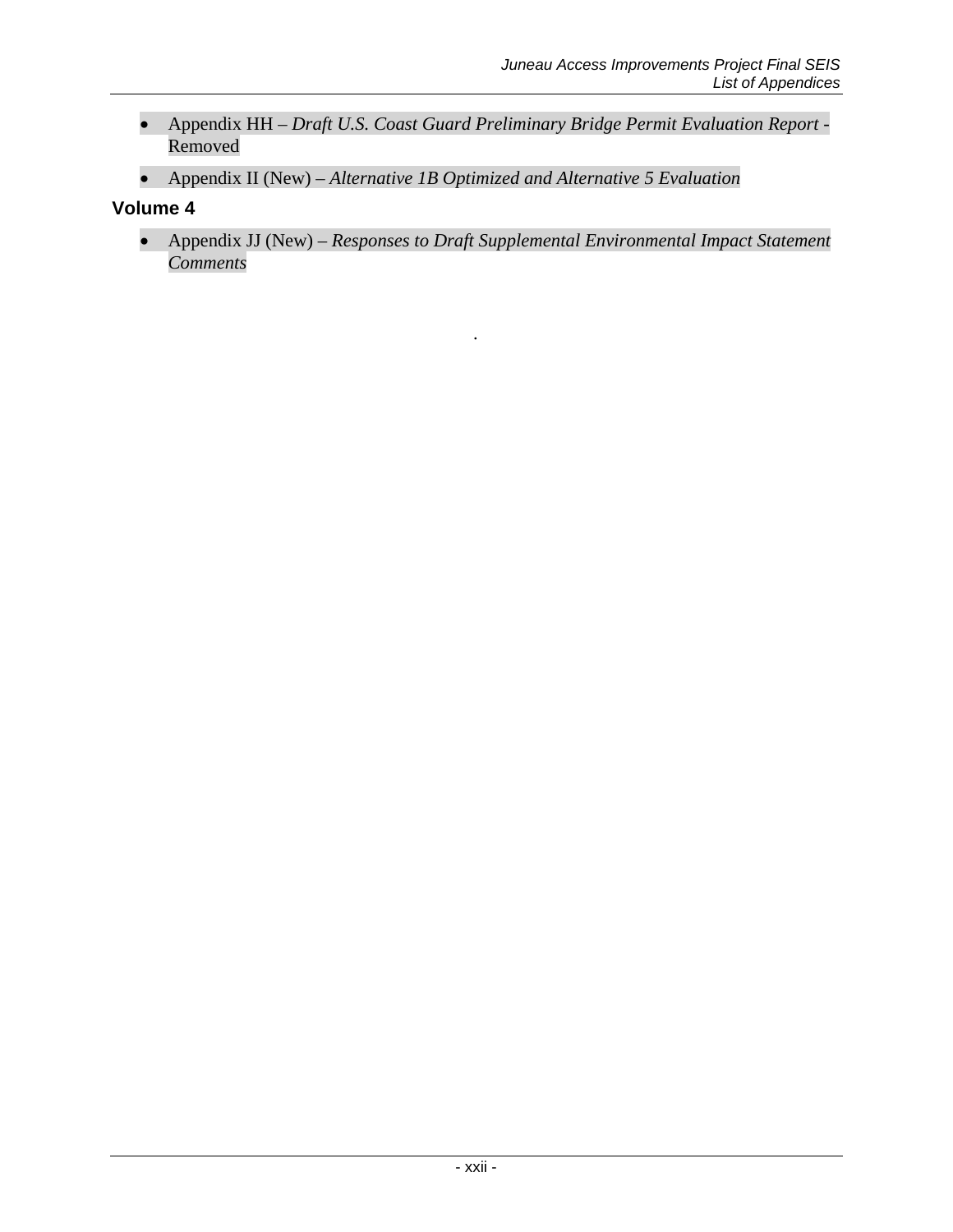- Appendix HH – *Draft U.S. Coast Guard Preliminary Bridge Permit Evaluation Report* - Removed
- Appendix II (New) – *Alternative 1B Optimized and Alternative 5 Evaluation*

## Volume 4

- Appendix JJ (New) – *Responses to Draft Supplemental Environmental Impact Statement Comments*

.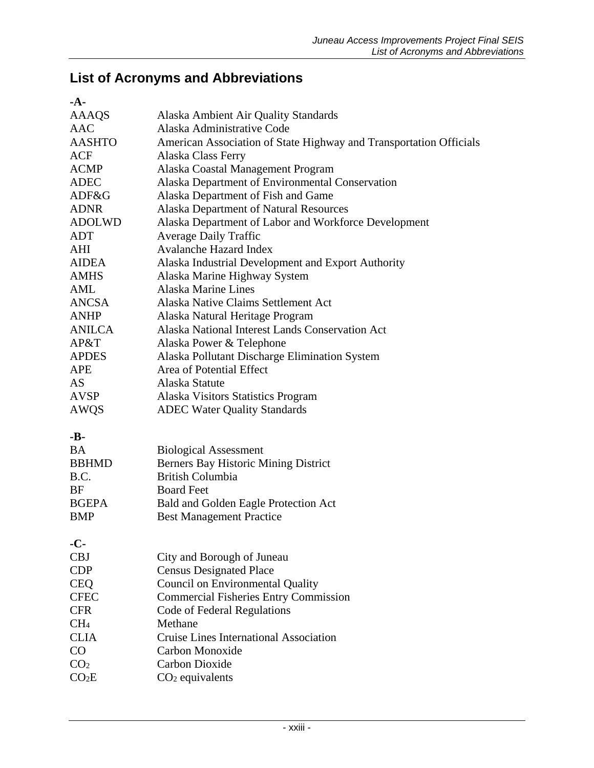## List of Acronyms and Abbreviations

**-A-**

| | |
|---|---|
| AAAQS | Alaska Ambient Air Quality Standards |
| AAC | Alaska Administrative Code |
| AASHTO | American Association of State Highway and Transportation Officials |
| ACF | Alaska Class Ferry |
| ACMP | Alaska Coastal Management Program |
| ADEC | Alaska Department of Environmental Conservation |
| ADF&G | Alaska Department of Fish and Game |
| ADNR | Alaska Department of Natural Resources |
| ADOLWD | Alaska Department of Labor and Workforce Development |
| ADT | Average Daily Traffic |
| AHI | Avalanche Hazard Index |
| AIDEA | Alaska Industrial Development and Export Authority |
| AMHS | Alaska Marine Highway System |
| AML | Alaska Marine Lines |
| ANCSA | Alaska Native Claims Settlement Act |
| ANHP | Alaska Natural Heritage Program |
| ANILCA | Alaska National Interest Lands Conservation Act |
| AP&T | Alaska Power & Telephone |
| APDES | Alaska Pollutant Discharge Elimination System |
| APE | Area of Potential Effect |
| AS | Alaska Statute |
| AVSP | Alaska Visitors Statistics Program |
| AWQS | ADEC Water Quality Standards |

**-B-**

| | |
|---|---|
| BA | Biological Assessment |
| BBHMD | Berners Bay Historic Mining District |
| B.C. | British Columbia |
| BF | Board Feet |
| BGEPA | Bald and Golden Eagle Protection Act |
| BMP | Best Management Practice |

**-C-**

| | |
|---|---|
| CBJ | City and Borough of Juneau |
| CDP | Census Designated Place |
| CEQ | Council on Environmental Quality |
| CFEC | Commercial Fisheries Entry Commission |
| CFR | Code of Federal Regulations |
| $CH_4$ | Methane |
| CLIA | Cruise Lines International Association |
| CO | Carbon Monoxide |
| $CO_2$ | Carbon Dioxide |
| $CO_2E$ | $CO_2$ equivalents |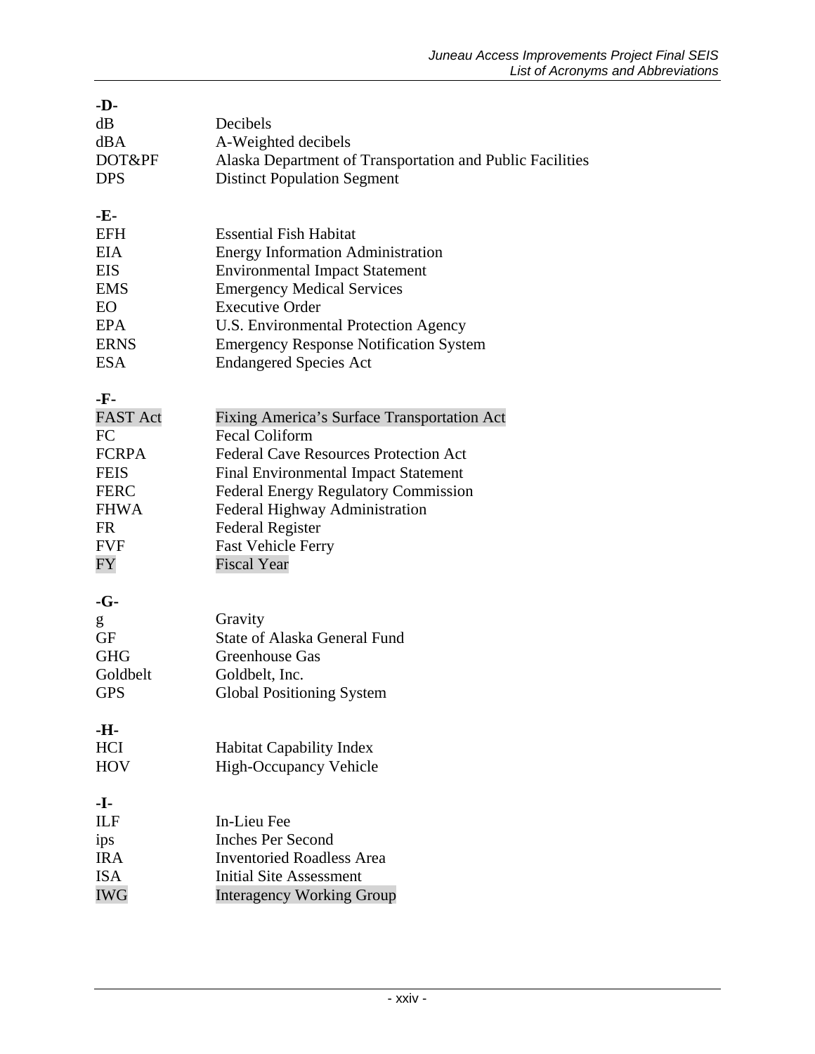**-D-**

| | |
|---|---|
| dB | Decibels |
| dBA | A-Weighted decibels |
| DOT&PF | Alaska Department of Transportation and Public Facilities |
| DPS | Distinct Population Segment |

**-E-**

| | |
|---|---|
| EFH | Essential Fish Habitat |
| EIA | Energy Information Administration |
| EIS | Environmental Impact Statement |
| EMS | Emergency Medical Services |
| EO | Executive Order |
| EPA | U.S. Environmental Protection Agency |
| ERNS | Emergency Response Notification System |
| ESA | Endangered Species Act |

**-F-**

| | |
|---|---|
| FAST Act | Fixing America's Surface Transportation Act |
| FC | Fecal Coliform |
| FCRPA | Federal Cave Resources Protection Act |
| FEIS | Final Environmental Impact Statement |
| FERC | Federal Energy Regulatory Commission |
| FHWA | Federal Highway Administration |
| FR | Federal Register |
| FVF | Fast Vehicle Ferry |
| FY | Fiscal Year |

**-G-**

| | |
|---|---|
| g | Gravity |
| GF | State of Alaska General Fund |
| GHG | Greenhouse Gas |
| Goldbelt | Goldbelt, Inc. |
| GPS | Global Positioning System |

**-H-**

| | |
|---|---|
| HCI | Habitat Capability Index |
| HOV | High-Occupancy Vehicle |

**-I-**

| | |
|---|---|
| ILF | In-Lieu Fee |
| ips | Inches Per Second |
| IRA | Inventoried Roadless Area |
| ISA | Initial Site Assessment |
| IWG | Interagency Working Group |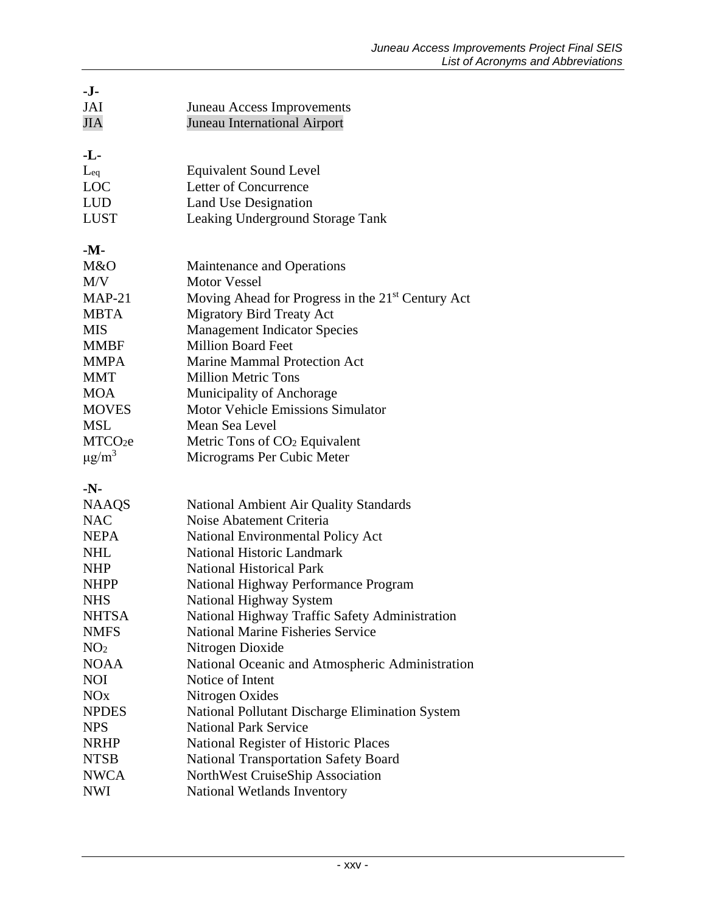**-J-**

| | |
|---|---|
| JAI | Juneau Access Improvements |
| JIA | Juneau International Airport |

**-L-**

| | |
|---|---|
| $L_{eq}$ | Equivalent Sound Level |
| LOC | Letter of Concurrence |
| LUD | Land Use Designation |
| LUST | Leaking Underground Storage Tank |

**-M-**

| | |
|---|---|
| M&O | Maintenance and Operations |
| M/V | Motor Vessel |
| MAP-21 | Moving Ahead for Progress in the 21st Century Act |
| MBTA | Migratory Bird Treaty Act |
| MIS | Management Indicator Species |
| MMBF | Million Board Feet |
| MMPA | Marine Mammal Protection Act |
| MMT | Million Metric Tons |
| MOA | Municipality of Anchorage |
| MOVES | Motor Vehicle Emissions Simulator |
| MSL | Mean Sea Level |
| $MTCO_2e$ | Metric Tons of $CO_2$ Equivalent |
| $\mu g/m^3$ | Micrograms Per Cubic Meter |

**-N-**

| | |
|---|---|
| NAAQS | National Ambient Air Quality Standards |
| NAC | Noise Abatement Criteria |
| NEPA | National Environmental Policy Act |
| NHL | National Historic Landmark |
| NHP | National Historical Park |
| NHPP | National Highway Performance Program |
| NHS | National Highway System |
| NHTSA | National Highway Traffic Safety Administration |
| NMFS | National Marine Fisheries Service |
| $NO_2$ | Nitrogen Dioxide |
| NOAA | National Oceanic and Atmospheric Administration |
| NOI | Notice of Intent |
| NOx | Nitrogen Oxides |
| NPDES | National Pollutant Discharge Elimination System |
| NPS | National Park Service |
| NRHP | National Register of Historic Places |
| NTSB | National Transportation Safety Board |
| NWCA | NorthWest CruiseShip Association |
| NWI | National Wetlands Inventory |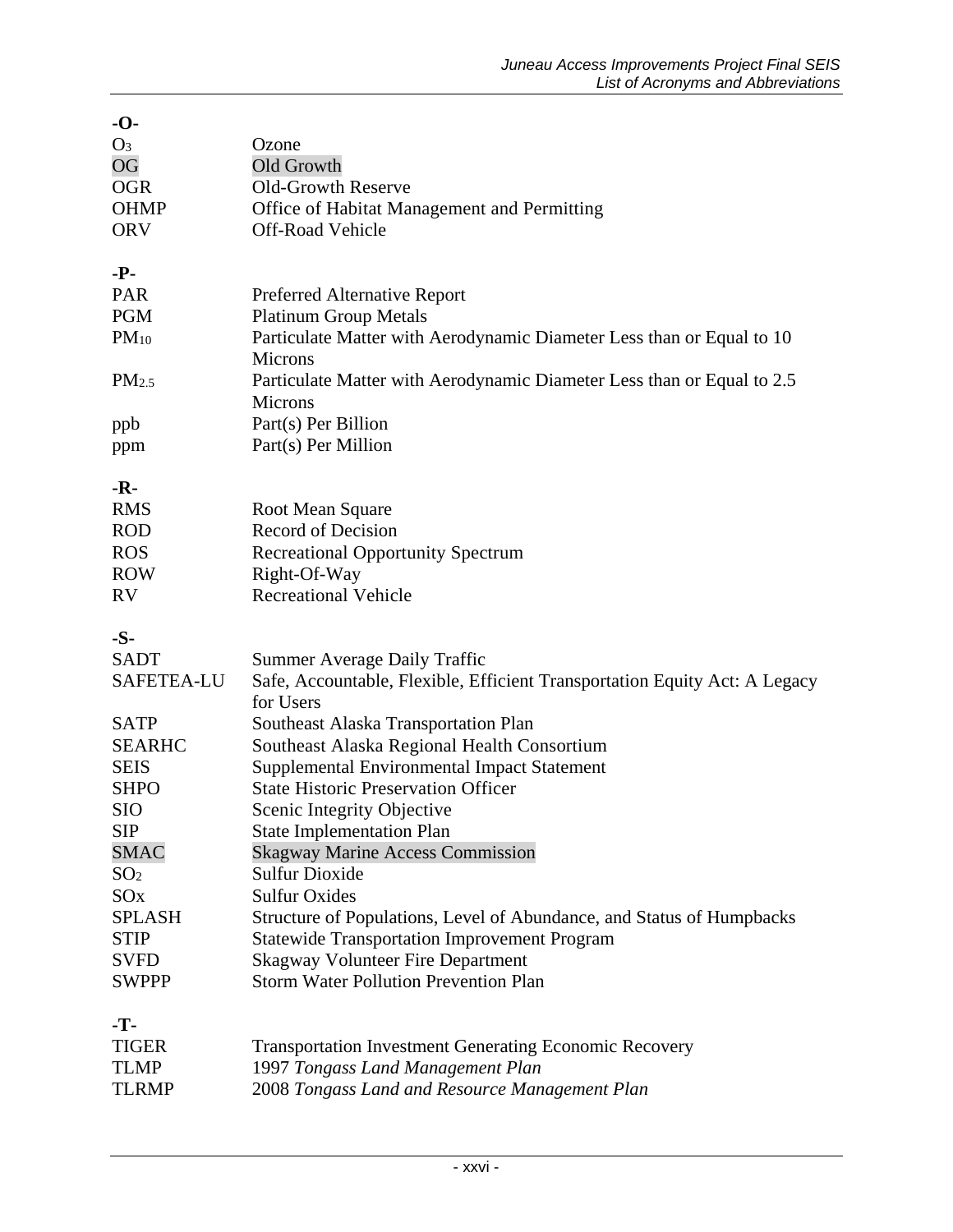**-O-**

| | |
|---|---|
| $O_3$ | Ozone |
| OG | Old Growth |
| OGR | Old-Growth Reserve |
| OHMP | Office of Habitat Management and Permitting |
| ORV | Off-Road Vehicle |

**-P-**

| | |
|---|---|
| PAR | Preferred Alternative Report |
| PGM | Platinum Group Metals |
| $PM_{10}$ | Particulate Matter with Aerodynamic Diameter Less than or Equal to 10 Microns |
| $PM_{2.5}$ | Particulate Matter with Aerodynamic Diameter Less than or Equal to 2.5 Microns |
| ppb | Part(s) Per Billion |
| ppm | Part(s) Per Million |

**-R-**

| | |
|---|---|
| RMS | Root Mean Square |
| ROD | Record of Decision |
| ROS | Recreational Opportunity Spectrum |
| ROW | Right-Of-Way |
| RV | Recreational Vehicle |

**-S-**

| | |
|---|---|
| SADT | Summer Average Daily Traffic |
| SAFETEA-LU | Safe, Accountable, Flexible, Efficient Transportation Equity Act: A Legacy for Users |
| SATP | Southeast Alaska Transportation Plan |
| SEARHC | Southeast Alaska Regional Health Consortium |
| SEIS | Supplemental Environmental Impact Statement |
| SHPO | State Historic Preservation Officer |
| SIO | Scenic Integrity Objective |
| SIP | State Implementation Plan |
| SMAC | Skagway Marine Access Commission |
| $SO_2$ | Sulfur Dioxide |
| $SO_x$ | Sulfur Oxides |
| SPLASH | Structure of Populations, Level of Abundance, and Status of Humpbacks |
| STIP | Statewide Transportation Improvement Program |
| SVFD | Skagway Volunteer Fire Department |
| SWPPP | Storm Water Pollution Prevention Plan |

**-T-**

| | |
|---|---|
| TIGER | Transportation Investment Generating Economic Recovery |
| TLMP | 1997 *Tongass Land Management Plan* |
| TLRMP | 2008 *Tongass Land and Resource Management Plan* |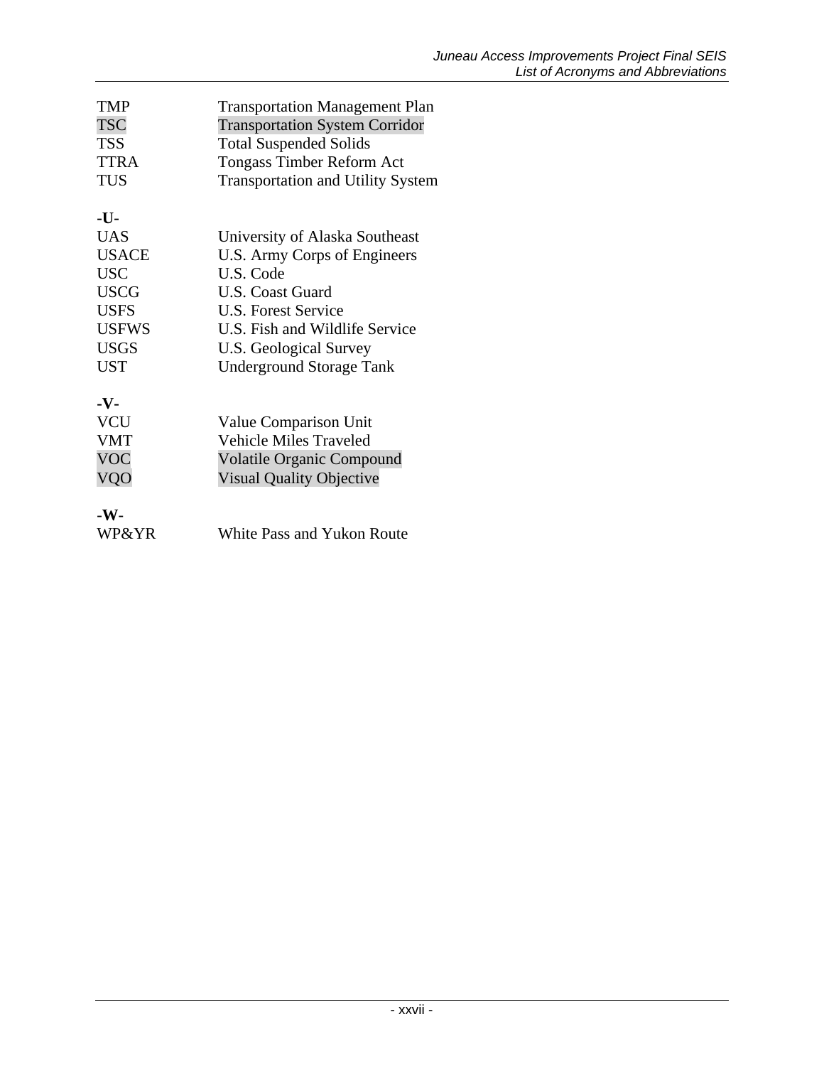| | |
|---|---|
| TMP | Transportation Management Plan |
| TSC | Transportation System Corridor |
| TSS | Total Suspended Solids |
| TTRA | Tongass Timber Reform Act |
| TUS | Transportation and Utility System |

**-U-**

| | |
|---|---|
| UAS | University of Alaska Southeast |
| USACE | U.S. Army Corps of Engineers |
| USC | U.S. Code |
| USCG | U.S. Coast Guard |
| USFS | U.S. Forest Service |
| USFWS | U.S. Fish and Wildlife Service |
| USGS | U.S. Geological Survey |
| UST | Underground Storage Tank |

**-V-**

| | |
|---|---|
| VCU | Value Comparison Unit |
| VMT | Vehicle Miles Traveled |
| VOC | Volatile Organic Compound |
| VQO | Visual Quality Objective |

**-W-**

| | |
|---|---|
| WP&YR | White Pass and Yukon Route |